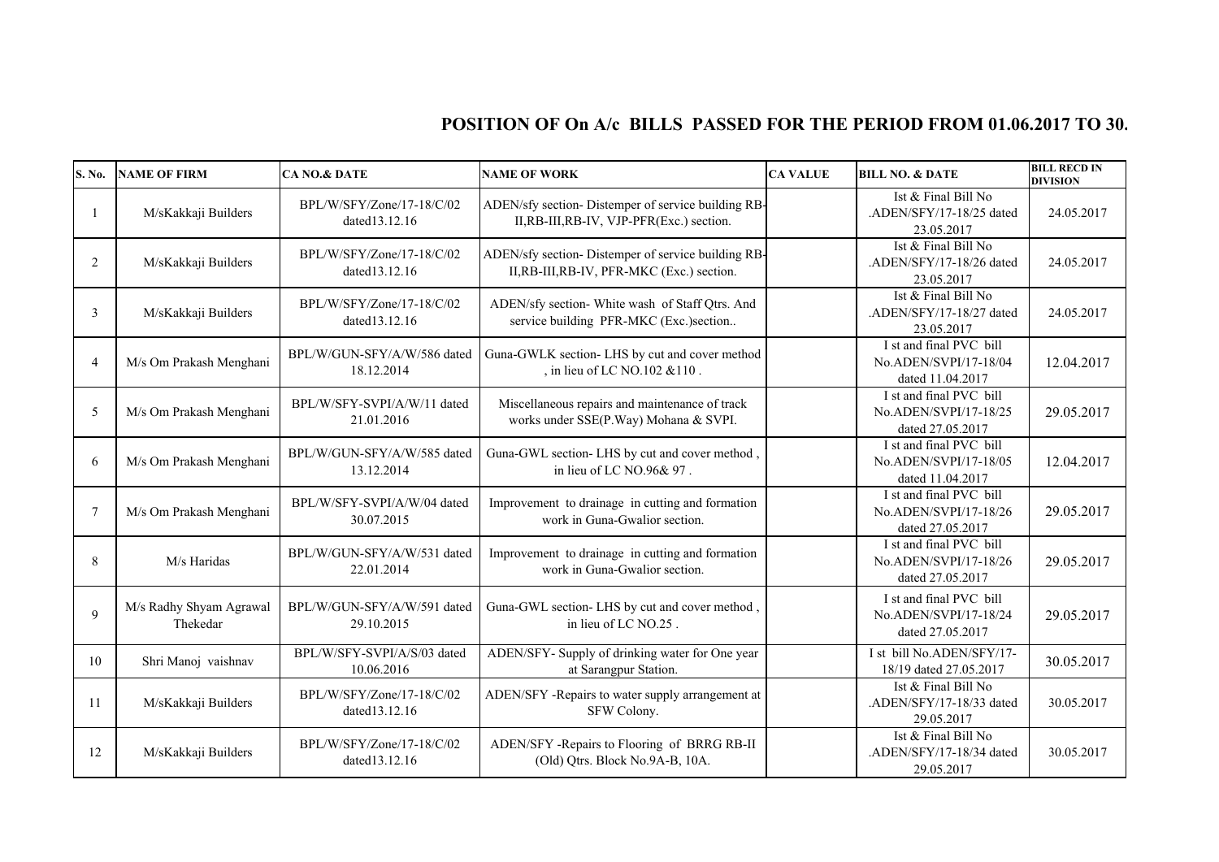## POSITION OF On A/c BILLS PASSED FOR THE PERIOD FROM 01.06.2017 TO 30.

| S. No. | NAME OF FIRM | CA NO.& DATE | NAME OF WORK | CA VALUE | BILL NO. & DATE | BILL RECD IN DIVISION |
|---|---|---|---|---|---|---|
| 1 | M/sKakkaji Builders | BPL/W/SFY/Zone/17-18/C/02 dated13.12.16 | ADEN/sfy section- Distemper of service building RB-II,RB-III,RB-IV, VJP-PFR(Exc.) section. | | Ist & Final Bill No .ADEN/SFY/17-18/25 dated 23.05.2017 | 24.05.2017 |
| 2 | M/sKakkaji Builders | BPL/W/SFY/Zone/17-18/C/02 dated13.12.16 | ADEN/sfy section- Distemper of service building RB-II,RB-III,RB-IV, PFR-MKC (Exc.) section. | | Ist & Final Bill No .ADEN/SFY/17-18/26 dated 23.05.2017 | 24.05.2017 |
| 3 | M/sKakkaji Builders | BPL/W/SFY/Zone/17-18/C/02 dated13.12.16 | ADEN/sfy section- White wash of Staff Qtrs. And service building PFR-MKC (Exc.)section.. | | Ist & Final Bill No .ADEN/SFY/17-18/27 dated 23.05.2017 | 24.05.2017 |
| 4 | M/s Om Prakash Menghani | BPL/W/GUN-SFY/A/W/586 dated 18.12.2014 | Guna-GWLK section- LHS by cut and cover method , in lieu of LC NO.102 &110 . | | I st and final PVC bill No.ADEN/SVPI/17-18/04 dated 11.04.2017 | 12.04.2017 |
| 5 | M/s Om Prakash Menghani | BPL/W/SFY-SVPI/A/W/11 dated 21.01.2016 | Miscellaneous repairs and maintenance of track works under SSE(P.Way) Mohana & SVPI. | | I st and final PVC bill No.ADEN/SVPI/17-18/25 dated 27.05.2017 | 29.05.2017 |
| 6 | M/s Om Prakash Menghani | BPL/W/GUN-SFY/A/W/585 dated 13.12.2014 | Guna-GWL section- LHS by cut and cover method , in lieu of LC NO.96& 97 . | | I st and final PVC bill No.ADEN/SVPI/17-18/05 dated 11.04.2017 | 12.04.2017 |
| 7 | M/s Om Prakash Menghani | BPL/W/SFY-SVPI/A/W/04 dated 30.07.2015 | Improvement to drainage in cutting and formation work in Guna-Gwalior section. | | I st and final PVC bill No.ADEN/SVPI/17-18/26 dated 27.05.2017 | 29.05.2017 |
| 8 | M/s Haridas | BPL/W/GUN-SFY/A/W/531 dated 22.01.2014 | Improvement to drainage in cutting and formation work in Guna-Gwalior section. | | I st and final PVC bill No.ADEN/SVPI/17-18/26 dated 27.05.2017 | 29.05.2017 |
| 9 | M/s Radhy Shyam Agrawal Thekedar | BPL/W/GUN-SFY/A/W/591 dated 29.10.2015 | Guna-GWL section- LHS by cut and cover method , in lieu of LC NO.25 . | | I st and final PVC bill No.ADEN/SVPI/17-18/24 dated 27.05.2017 | 29.05.2017 |
| 10 | Shri Manoj vaishnav | BPL/W/SFY-SVPI/A/S/03 dated 10.06.2016 | ADEN/SFY- Supply of drinking water for One year at Sarangpur Station. | | I st bill No.ADEN/SFY/17-18/19 dated 27.05.2017 | 30.05.2017 |
| 11 | M/sKakkaji Builders | BPL/W/SFY/Zone/17-18/C/02 dated13.12.16 | ADEN/SFY -Repairs to water supply arrangement at SFW Colony. | | Ist & Final Bill No .ADEN/SFY/17-18/33 dated 29.05.2017 | 30.05.2017 |
| 12 | M/sKakkaji Builders | BPL/W/SFY/Zone/17-18/C/02 dated13.12.16 | ADEN/SFY -Repairs to Flooring of BRRG RB-II (Old) Qtrs. Block No.9A-B, 10A. | | Ist & Final Bill No .ADEN/SFY/17-18/34 dated 29.05.2017 | 30.05.2017 |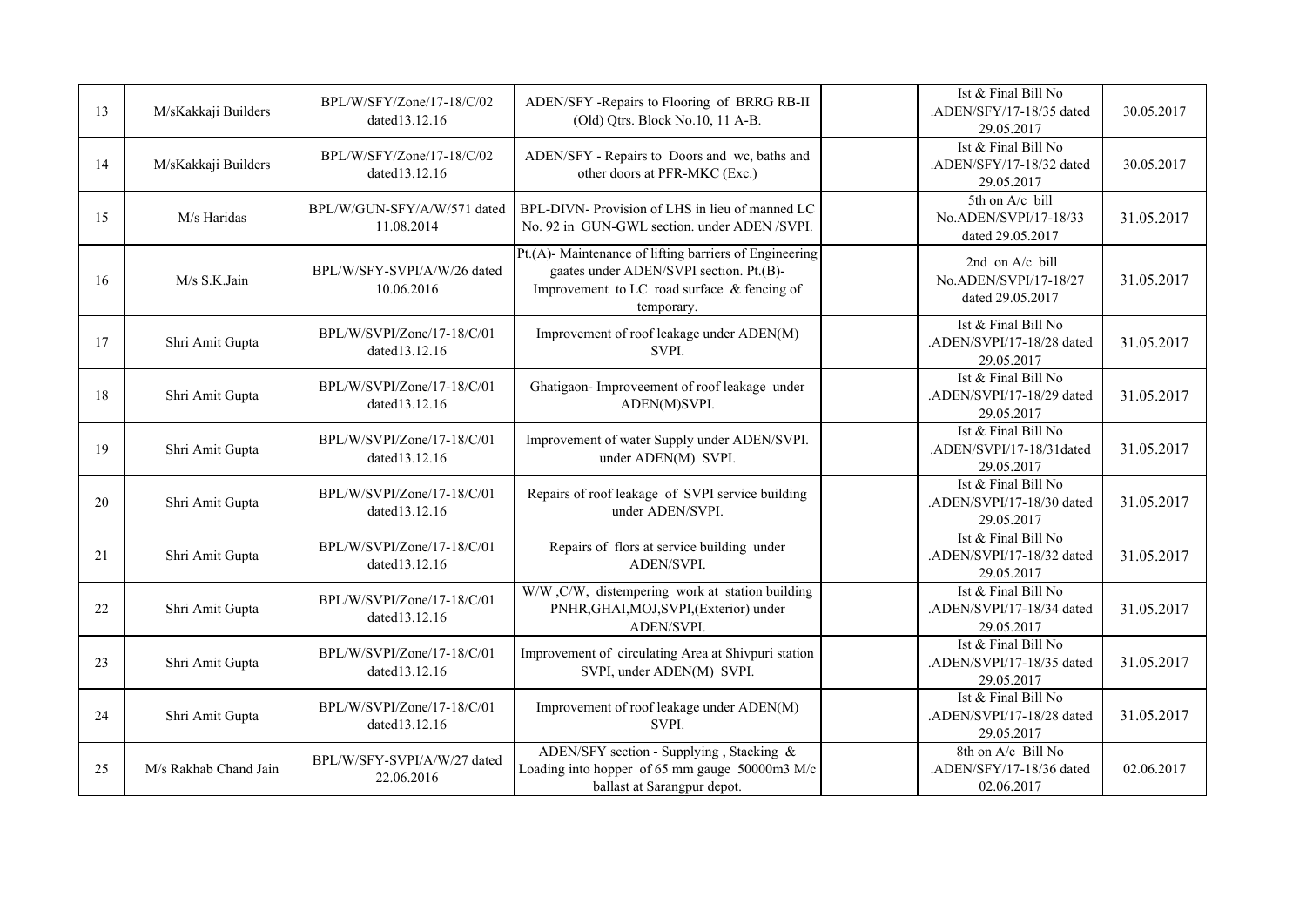| 13 | M/sKakkaji Builders | BPL/W/SFY/Zone/17-18/C/02 dated13.12.16 | ADEN/SFY -Repairs to Flooring of BRRG RB-II (Old) Qtrs. Block No.10, 11 A-B. | | Ist & Final Bill No .ADEN/SFY/17-18/35 dated 29.05.2017 | 30.05.2017 |
|---|---|---|---|---|---|---|
| 14 | M/sKakkaji Builders | BPL/W/SFY/Zone/17-18/C/02 dated13.12.16 | ADEN/SFY - Repairs to Doors and wc, baths and other doors at PFR-MKC (Exc.) | | Ist & Final Bill No .ADEN/SFY/17-18/32 dated 29.05.2017 | 30.05.2017 |
| 15 | M/s Haridas | BPL/W/GUN-SFY/A/W/571 dated 11.08.2014 | BPL-DIVN- Provision of LHS in lieu of manned LC No. 92 in GUN-GWL section. under ADEN /SVPI. | | 5th on A/c bill No.ADEN/SVPI/17-18/33 dated 29.05.2017 | 31.05.2017 |
| 16 | M/s S.K.Jain | BPL/W/SFY-SVPI/A/W/26 dated 10.06.2016 | Pt.(A)- Maintenance of lifting barriers of Engineering gaates under ADEN/SVPI section. Pt.(B)- Improvement to LC road surface & fencing of temporary. | | 2nd on A/c bill No.ADEN/SVPI/17-18/27 dated 29.05.2017 | 31.05.2017 |
| 17 | Shri Amit Gupta | BPL/W/SVPI/Zone/17-18/C/01 dated13.12.16 | Improvement of roof leakage under ADEN(M) SVPI. | | Ist & Final Bill No .ADEN/SVPI/17-18/28 dated 29.05.2017 | 31.05.2017 |
| 18 | Shri Amit Gupta | BPL/W/SVPI/Zone/17-18/C/01 dated13.12.16 | Ghatigaon- Improveement of roof leakage under ADEN(M)SVPI. | | Ist & Final Bill No .ADEN/SVPI/17-18/29 dated 29.05.2017 | 31.05.2017 |
| 19 | Shri Amit Gupta | BPL/W/SVPI/Zone/17-18/C/01 dated13.12.16 | Improvement of water Supply under ADEN/SVPI. under ADEN(M) SVPI. | | Ist & Final Bill No .ADEN/SVPI/17-18/31dated 29.05.2017 | 31.05.2017 |
| 20 | Shri Amit Gupta | BPL/W/SVPI/Zone/17-18/C/01 dated13.12.16 | Repairs of roof leakage of SVPI service building under ADEN/SVPI. | | Ist & Final Bill No .ADEN/SVPI/17-18/30 dated 29.05.2017 | 31.05.2017 |
| 21 | Shri Amit Gupta | BPL/W/SVPI/Zone/17-18/C/01 dated13.12.16 | Repairs of flors at service building under ADEN/SVPI. | | Ist & Final Bill No .ADEN/SVPI/17-18/32 dated 29.05.2017 | 31.05.2017 |
| 22 | Shri Amit Gupta | BPL/W/SVPI/Zone/17-18/C/01 dated13.12.16 | W/W ,C/W, distempering work at station building PNHR,GHAI,MOJ,SVPI,(Exterior) under ADEN/SVPI. | | Ist & Final Bill No .ADEN/SVPI/17-18/34 dated 29.05.2017 | 31.05.2017 |
| 23 | Shri Amit Gupta | BPL/W/SVPI/Zone/17-18/C/01 dated13.12.16 | Improvement of circulating Area at Shivpuri station SVPI, under ADEN(M) SVPI. | | Ist & Final Bill No .ADEN/SVPI/17-18/35 dated 29.05.2017 | 31.05.2017 |
| 24 | Shri Amit Gupta | BPL/W/SVPI/Zone/17-18/C/01 dated13.12.16 | Improvement of roof leakage under ADEN(M) SVPI. | | Ist & Final Bill No .ADEN/SVPI/17-18/28 dated 29.05.2017 | 31.05.2017 |
| 25 | M/s Rakhab Chand Jain | BPL/W/SFY-SVPI/A/W/27 dated 22.06.2016 | ADEN/SFY section - Supplying , Stacking & Loading into hopper of 65 mm gauge 50000m3 M/c ballast at Sarangpur depot. | | 8th on A/c Bill No .ADEN/SFY/17-18/36 dated 02.06.2017 | 02.06.2017 |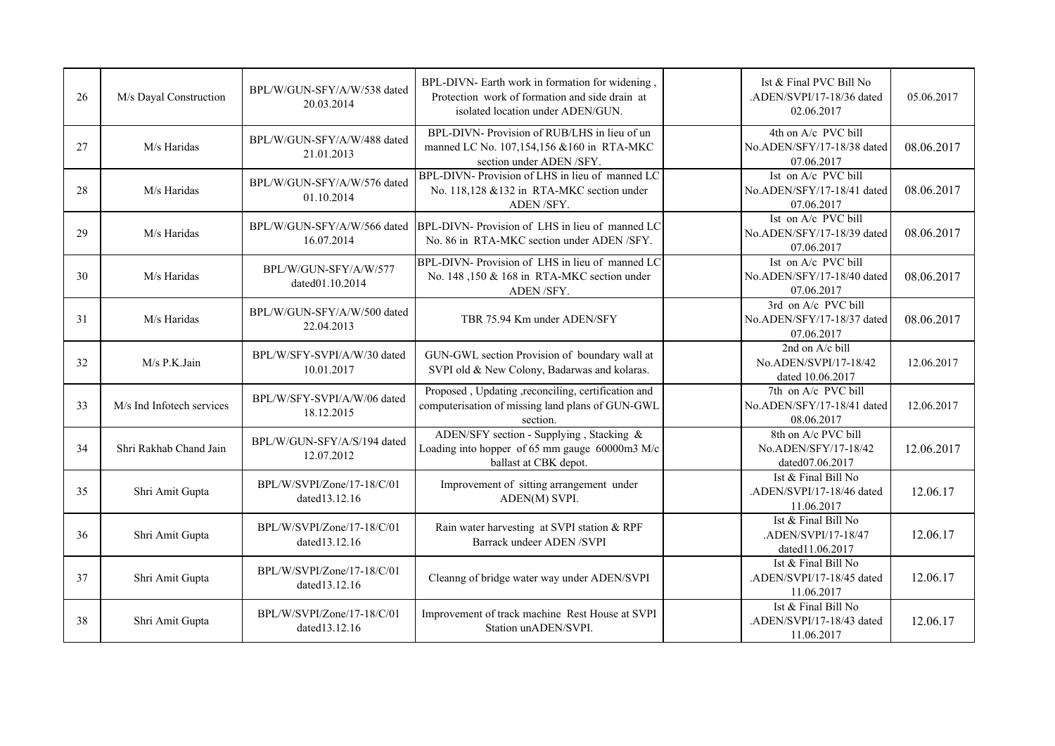| 26 | M/s Dayal Construction | BPL/W/GUN-SFY/A/W/538 dated 20.03.2014 | BPL-DIVN- Earth work in formation for widening , Protection work of formation and side drain at isolated location under ADEN/GUN. | | Ist & Final PVC Bill No .ADEN/SVPI/17-18/36 dated 02.06.2017 | 05.06.2017 |
|---|---|---|---|---|---|---|
| 27 | M/s Haridas | BPL/W/GUN-SFY/A/W/488 dated 21.01.2013 | BPL-DIVN- Provision of RUB/LHS in lieu of un manned LC No. 107,154,156 &160 in RTA-MKC section under ADEN /SFY. | | 4th on A/c PVC bill No.ADEN/SFY/17-18/38 dated 07.06.2017 | 08.06.2017 |
| 28 | M/s Haridas | BPL/W/GUN-SFY/A/W/576 dated 01.10.2014 | BPL-DIVN- Provision of LHS in lieu of manned LC No. 118,128 &132 in RTA-MKC section under ADEN /SFY. | | Ist on A/c PVC bill No.ADEN/SFY/17-18/41 dated 07.06.2017 | 08.06.2017 |
| 29 | M/s Haridas | BPL/W/GUN-SFY/A/W/566 dated 16.07.2014 | BPL-DIVN- Provision of LHS in lieu of manned LC No. 86 in RTA-MKC section under ADEN /SFY. | | Ist on A/c PVC bill No.ADEN/SFY/17-18/39 dated 07.06.2017 | 08.06.2017 |
| 30 | M/s Haridas | BPL/W/GUN-SFY/A/W/577 dated01.10.2014 | BPL-DIVN- Provision of LHS in lieu of manned LC No. 148 ,150 & 168 in RTA-MKC section under ADEN /SFY. | | Ist on A/c PVC bill No.ADEN/SFY/17-18/40 dated 07.06.2017 | 08.06.2017 |
| 31 | M/s Haridas | BPL/W/GUN-SFY/A/W/500 dated 22.04.2013 | TBR 75.94 Km under ADEN/SFY | | 3rd on A/c PVC bill No.ADEN/SFY/17-18/37 dated 07.06.2017 | 08.06.2017 |
| 32 | M/s P.K.Jain | BPL/W/SFY-SVPI/A/W/30 dated 10.01.2017 | GUN-GWL section Provision of boundary wall at SVPI old & New Colony, Badarwas and kolaras. | | 2nd on A/c bill No.ADEN/SVPI/17-18/42 dated 10.06.2017 | 12.06.2017 |
| 33 | M/s Ind Infotech services | BPL/W/SFY-SVPI/A/W/06 dated 18.12.2015 | Proposed , Updating ,reconciling, certification and computerisation of missing land plans of GUN-GWL section. | | 7th on A/c PVC bill No.ADEN/SFY/17-18/41 dated 08.06.2017 | 12.06.2017 |
| 34 | Shri Rakhab Chand Jain | BPL/W/GUN-SFY/A/S/194 dated 12.07.2012 | ADEN/SFY section - Supplying , Stacking & Loading into hopper of 65 mm gauge 60000m3 M/c ballast at CBK depot. | | 8th on A/c PVC bill No.ADEN/SFY/17-18/42 dated07.06.2017 | 12.06.2017 |
| 35 | Shri Amit Gupta | BPL/W/SVPI/Zone/17-18/C/01 dated13.12.16 | Improvement of sitting arrangement under ADEN(M) SVPI. | | Ist & Final Bill No .ADEN/SVPI/17-18/46 dated 11.06.2017 | 12.06.17 |
| 36 | Shri Amit Gupta | BPL/W/SVPI/Zone/17-18/C/01 dated13.12.16 | Rain water harvesting at SVPI station & RPF Barrack undeer ADEN /SVPI | | Ist & Final Bill No .ADEN/SVPI/17-18/47 dated11.06.2017 | 12.06.17 |
| 37 | Shri Amit Gupta | BPL/W/SVPI/Zone/17-18/C/01 dated13.12.16 | Cleanng of bridge water way under ADEN/SVPI | | Ist & Final Bill No .ADEN/SVPI/17-18/45 dated 11.06.2017 | 12.06.17 |
| 38 | Shri Amit Gupta | BPL/W/SVPI/Zone/17-18/C/01 dated13.12.16 | Improvement of track machine Rest House at SVPI Station unADEN/SVPI. | | Ist & Final Bill No .ADEN/SVPI/17-18/43 dated 11.06.2017 | 12.06.17 |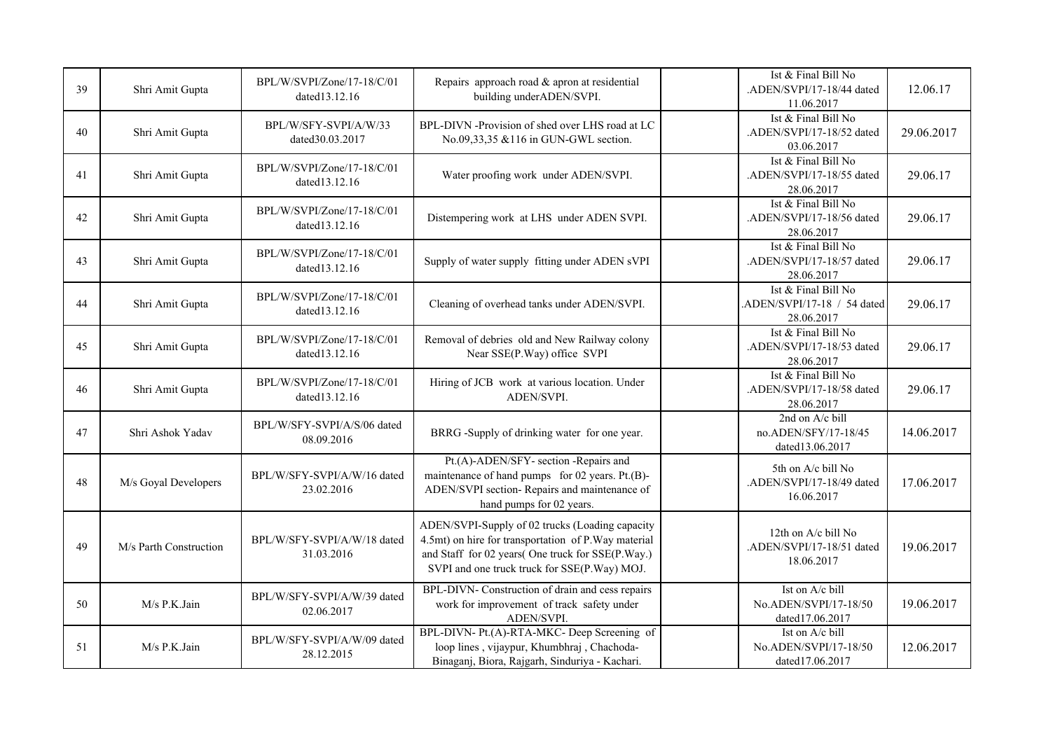| 39 | Shri Amit Gupta | BPL/W/SVPI/Zone/17-18/C/01 dated13.12.16 | Repairs approach road & apron at residential building underADEN/SVPI. | | Ist & Final Bill No .ADEN/SVPI/17-18/44 dated 11.06.2017 | 12.06.17 |
|---|---|---|---|---|---|---|
| 40 | Shri Amit Gupta | BPL/W/SFY-SVPI/A/W/33 dated30.03.2017 | BPL-DIVN -Provision of shed over LHS road at LC No.09,33,35 &116 in GUN-GWL section. | | Ist & Final Bill No .ADEN/SVPI/17-18/52 dated 03.06.2017 | 29.06.2017 |
| 41 | Shri Amit Gupta | BPL/W/SVPI/Zone/17-18/C/01 dated13.12.16 | Water proofing work under ADEN/SVPI. | | Ist & Final Bill No .ADEN/SVPI/17-18/55 dated 28.06.2017 | 29.06.17 |
| 42 | Shri Amit Gupta | BPL/W/SVPI/Zone/17-18/C/01 dated13.12.16 | Distempering work at LHS under ADEN SVPI. | | Ist & Final Bill No .ADEN/SVPI/17-18/56 dated 28.06.2017 | 29.06.17 |
| 43 | Shri Amit Gupta | BPL/W/SVPI/Zone/17-18/C/01 dated13.12.16 | Supply of water supply fitting under ADEN sVPI | | Ist & Final Bill No .ADEN/SVPI/17-18/57 dated 28.06.2017 | 29.06.17 |
| 44 | Shri Amit Gupta | BPL/W/SVPI/Zone/17-18/C/01 dated13.12.16 | Cleaning of overhead tanks under ADEN/SVPI. | | Ist & Final Bill No .ADEN/SVPI/17-18 / 54 dated 28.06.2017 | 29.06.17 |
| 45 | Shri Amit Gupta | BPL/W/SVPI/Zone/17-18/C/01 dated13.12.16 | Removal of debries old and New Railway colony Near SSE(P.Way) office SVPI | | Ist & Final Bill No .ADEN/SVPI/17-18/53 dated 28.06.2017 | 29.06.17 |
| 46 | Shri Amit Gupta | BPL/W/SVPI/Zone/17-18/C/01 dated13.12.16 | Hiring of JCB work at various location. Under ADEN/SVPI. | | Ist & Final Bill No .ADEN/SVPI/17-18/58 dated 28.06.2017 | 29.06.17 |
| 47 | Shri Ashok Yadav | BPL/W/SFY-SVPI/A/S/06 dated 08.09.2016 | BRRG -Supply of drinking water for one year. | | 2nd on A/c bill no.ADEN/SFY/17-18/45 dated13.06.2017 | 14.06.2017 |
| 48 | M/s Goyal Developers | BPL/W/SFY-SVPI/A/W/16 dated 23.02.2016 | Pt.(A)-ADEN/SFY- section -Repairs and maintenance of hand pumps for 02 years. Pt.(B)-ADEN/SVPI section- Repairs and maintenance of hand pumps for 02 years. | | 5th on A/c bill No .ADEN/SVPI/17-18/49 dated 16.06.2017 | 17.06.2017 |
| 49 | M/s Parth Construction | BPL/W/SFY-SVPI/A/W/18 dated 31.03.2016 | ADEN/SVPI-Supply of 02 trucks (Loading capacity 4.5mt) on hire for transportation of P.Way material and Staff for 02 years( One truck for SSE(P.Way.) SVPI and one truck truck for SSE(P.Way) MOJ. | | 12th on A/c bill No .ADEN/SVPI/17-18/51 dated 18.06.2017 | 19.06.2017 |
| 50 | M/s P.K.Jain | BPL/W/SFY-SVPI/A/W/39 dated 02.06.2017 | BPL-DIVN- Construction of drain and cess repairs work for improvement of track safety under ADEN/SVPI. | | Ist on A/c bill No.ADEN/SVPI/17-18/50 dated17.06.2017 | 19.06.2017 |
| 51 | M/s P.K.Jain | BPL/W/SFY-SVPI/A/W/09 dated 28.12.2015 | BPL-DIVN- Pt.(A)-RTA-MKC- Deep Screening of loop lines , vijaypur, Khumbhraj , Chachoda-Binaganj, Biora, Rajgarh, Sinduriya - Kachari. | | Ist on A/c bill No.ADEN/SVPI/17-18/50 dated17.06.2017 | 12.06.2017 |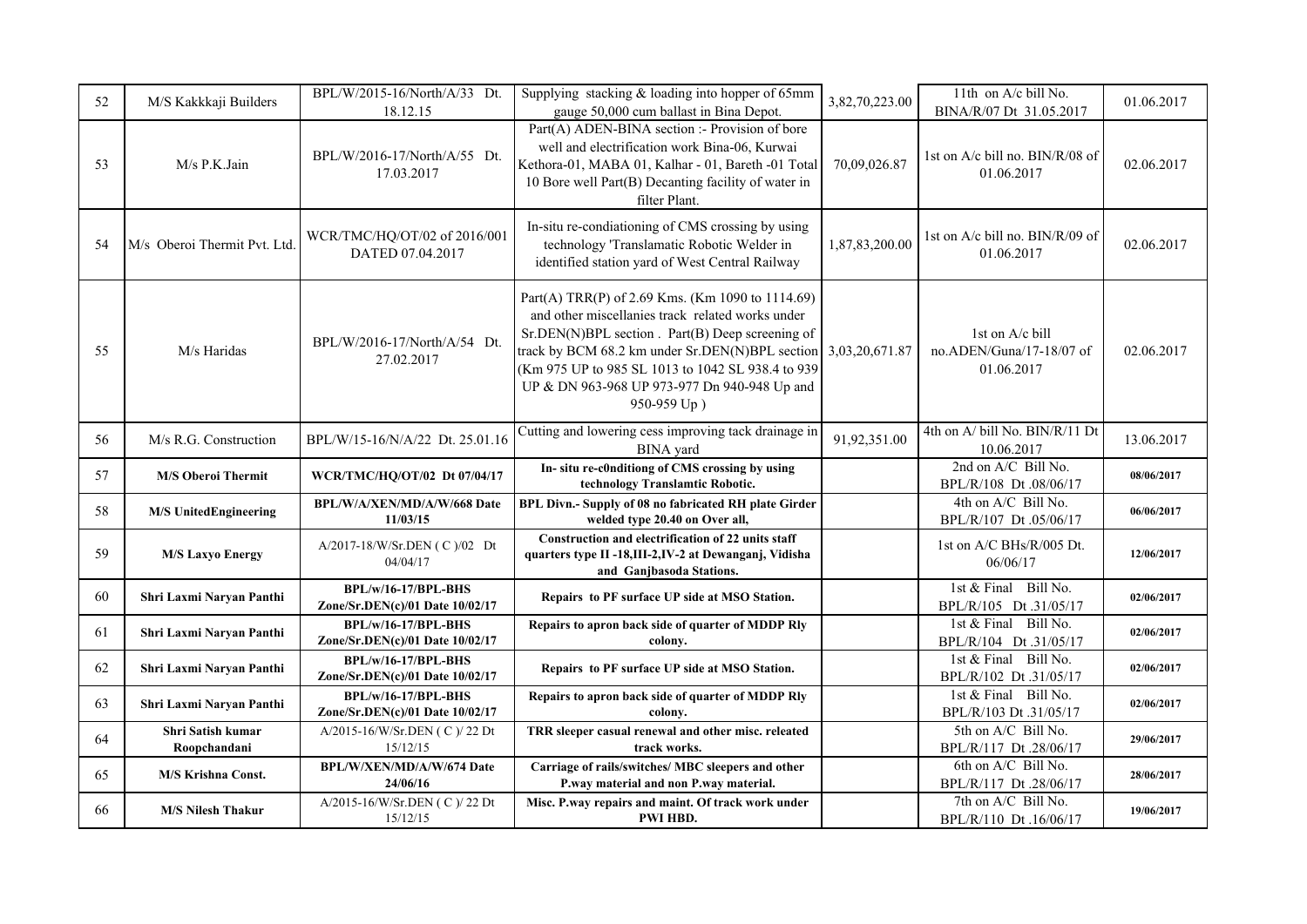| 52 | M/S Kakkkaji Builders | BPL/W/2015-16/North/A/33 Dt. 18.12.15 | Supplying stacking & loading into hopper of 65mm gauge 50,000 cum ballast in Bina Depot. | 3,82,70,223.00 | 11th on A/c bill No. BINA/R/07 Dt 31.05.2017 | 01.06.2017 |
|---|---|---|---|---|---|---|
| 53 | M/s P.K.Jain | BPL/W/2016-17/North/A/55 Dt. 17.03.2017 | Part(A) ADEN-BINA section :- Provision of bore well and electrification work Bina-06, Kurwai Kethora-01, MABA 01, Kalhar - 01, Bareth -01 Total 10 Bore well Part(B) Decanting facility of water in filter Plant. | 70,09,026.87 | 1st on A/c bill no. BIN/R/08 of 01.06.2017 | 02.06.2017 |
| 54 | M/s Oberoi Thermit Pvt. Ltd. | WCR/TMC/HQ/OT/02 of 2016/001 DATED 07.04.2017 | In-situ re-condiationing of CMS crossing by using technology 'Translamatic Robotic Welder in identified station yard of West Central Railway | 1,87,83,200.00 | 1st on A/c bill no. BIN/R/09 of 01.06.2017 | 02.06.2017 |
| 55 | M/s Haridas | BPL/W/2016-17/North/A/54 Dt. 27.02.2017 | Part(A) TRR(P) of 2.69 Kms. (Km 1090 to 1114.69) and other miscellanies track related works under Sr.DEN(N)BPL section . Part(B) Deep screening of track by BCM 68.2 km under Sr.DEN(N)BPL section (Km 975 UP to 985 SL 1013 to 1042 SL 938.4 to 939 UP & DN 963-968 UP 973-977 Dn 940-948 Up and 950-959 Up ) | 3,03,20,671.87 | 1st on A/c bill no.ADEN/Guna/17-18/07 of 01.06.2017 | 02.06.2017 |
| 56 | M/s R.G. Construction | BPL/W/15-16/N/A/22 Dt. 25.01.16 | Cutting and lowering cess improving tack drainage in BINA yard | 91,92,351.00 | 4th on A/ bill No. BIN/R/11 Dt 10.06.2017 | 13.06.2017 |
| 57 | **M/S Oberoi Thermit** | **WCR/TMC/HQ/OT/02 Dt 07/04/17** | **In- situ re-c0nditiong of CMS crossing by using technology Translamtic Robotic.** | | 2nd on A/C Bill No. BPL/R/108 Dt .08/06/17 | **08/06/2017** |
| 58 | **M/S UnitedEngineering** | **BPL/W/A/XEN/MD/A/W/668 Date 11/03/15** | **BPL Divn.- Supply of 08 no fabricated RH plate Girder welded type 20.40 on Over all,** | | 4th on A/C Bill No. BPL/R/107 Dt .05/06/17 | **06/06/2017** |
| 59 | **M/S Laxyo Energy** | A/2017-18/W/Sr.DEN ( C )/02 Dt 04/04/17 | **Construction and electrification of 22 units staff quarters type II -18,III-2,IV-2 at Dewanganj, Vidisha and Ganjbasoda Stations.** | | 1st on A/C BHs/R/005 Dt. 06/06/17 | **12/06/2017** |
| 60 | **Shri Laxmi Naryan Panthi** | **BPL/w/16-17/BPL-BHS Zone/Sr.DEN(c)/01 Date 10/02/17** | **Repairs to PF surface UP side at MSO Station.** | | 1st & Final Bill No. BPL/R/105 Dt .31/05/17 | **02/06/2017** |
| 61 | **Shri Laxmi Naryan Panthi** | **BPL/w/16-17/BPL-BHS Zone/Sr.DEN(c)/01 Date 10/02/17** | **Repairs to apron back side of quarter of MDDP Rly colony.** | | 1st & Final Bill No. BPL/R/104 Dt .31/05/17 | **02/06/2017** |
| 62 | **Shri Laxmi Naryan Panthi** | **BPL/w/16-17/BPL-BHS Zone/Sr.DEN(c)/01 Date 10/02/17** | **Repairs to PF surface UP side at MSO Station.** | | 1st & Final Bill No. BPL/R/102 Dt .31/05/17 | **02/06/2017** |
| 63 | **Shri Laxmi Naryan Panthi** | **BPL/w/16-17/BPL-BHS Zone/Sr.DEN(c)/01 Date 10/02/17** | **Repairs to apron back side of quarter of MDDP Rly colony.** | | 1st & Final Bill No. BPL/R/103 Dt .31/05/17 | **02/06/2017** |
| 64 | **Shri Satish kumar Roopchandani** | A/2015-16/W/Sr.DEN ( C )/ 22 Dt 15/12/15 | **TRR sleeper casual renewal and other misc. releated track works.** | | 5th on A/C Bill No. BPL/R/117 Dt .28/06/17 | **29/06/2017** |
| 65 | **M/S Krishna Const.** | **BPL/W/XEN/MD/A/W/674 Date 24/06/16** | **Carriage of rails/switches/ MBC sleepers and other P.way material and non P.way material.** | | 6th on A/C Bill No. BPL/R/117 Dt .28/06/17 | **28/06/2017** |
| 66 | **M/S Nilesh Thakur** | A/2015-16/W/Sr.DEN ( C )/ 22 Dt 15/12/15 | **Misc. P.way repairs and maint. Of track work under PWI HBD.** | | 7th on A/C Bill No. BPL/R/110 Dt .16/06/17 | **19/06/2017** |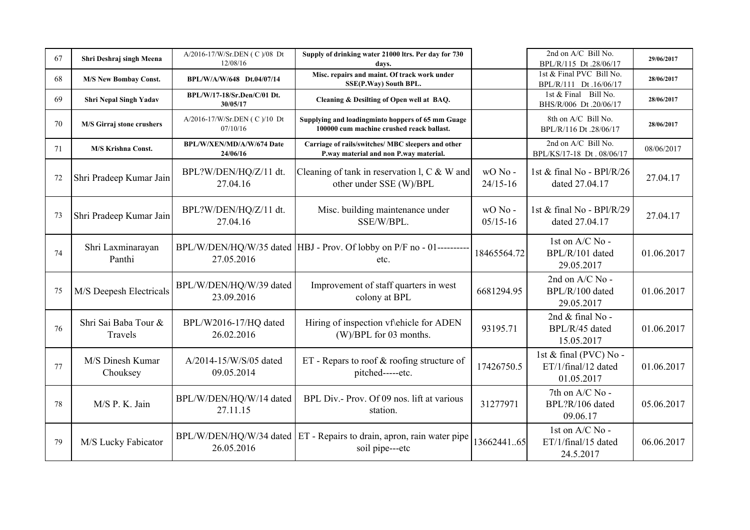| 67 | Shri Deshraj singh Meena | A/2016-17/W/Sr.DEN ( C )/08 Dt 12/08/16 | Supply of drinking water 21000 ltrs. Per day for 730 days. | | 2nd on A/C Bill No. BPL/R/115 Dt .28/06/17 | 29/06/2017 |
|---|---|---|---|---|---|---|
| 68 | M/S New Bombay Const. | BPL/W/A/W/648 Dt.04/07/14 | Misc. repairs and maint. Of track work under SSE(P.Way) South BPL. | | 1st & Final PVC Bill No. BPL/R/111 Dt .16/06/17 | 28/06/2017 |
| 69 | Shri Nepal Singh Yadav | BPL/W/17-18/Sr.Den/C/01 Dt. 30/05/17 | Cleaning & Desilting of Open well at BAQ. | | 1st & Final Bill No. BHS/R/006 Dt .20/06/17 | 28/06/2017 |
| 70 | M/S Girraj stone crushers | A/2016-17/W/Sr.DEN ( C )/10 Dt 07/10/16 | Supplying and loadingminto hoppers of 65 mm Guage 100000 cum machine crushed reack ballast. | | 8th on A/C Bill No. BPL/R/116 Dt .28/06/17 | 28/06/2017 |
| 71 | M/S Krishna Const. | BPL/W/XEN/MD/A/W/674 Date 24/06/16 | Carriage of rails/switches/ MBC sleepers and other P.way material and non P.way material. | | 2nd on A/C Bill No. BPL/KS/17-18 Dt . 08/06/17 | 08/06/2017 |
| 72 | Shri Pradeep Kumar Jain | BPL?W/DEN/HQ/Z/11 dt. 27.04.16 | Cleaning of tank in reservation l, C & W and other under SSE (W)/BPL | wO No - 24/15-16 | 1st & final No - BPl/R/26 dated 27.04.17 | 27.04.17 |
| 73 | Shri Pradeep Kumar Jain | BPL?W/DEN/HQ/Z/11 dt. 27.04.16 | Misc. building maintenance under SSE/W/BPL. | wO No - 05/15-16 | 1st & final No - BPl/R/29 dated 27.04.17 | 27.04.17 |
| 74 | Shri Laxminarayan Panthi | BPL/W/DEN/HQ/W/35 dated 27.05.2016 | HBJ - Prov. Of lobby on P/F no - 01---------etc. | 18465564.72 | 1st on A/C No - BPL/R/101 dated 29.05.2017 | 01.06.2017 |
| 75 | M/S Deepesh Electricals | BPL/W/DEN/HQ/W/39 dated 23.09.2016 | Improvement of staff quarters in west colony at BPL | 6681294.95 | 2nd on A/C No - BPL/R/100 dated 29.05.2017 | 01.06.2017 |
| 76 | Shri Sai Baba Tour & Travels | BPL/W2016-17/HQ dated 26.02.2016 | Hiring of inspection vf\ehicle for ADEN (W)/BPL for 03 months. | 93195.71 | 2nd & final No - BPL/R/45 dated 15.05.2017 | 01.06.2017 |
| 77 | M/S Dinesh Kumar Chouksey | A/2014-15/W/S/05 dated 09.05.2014 | ET - Repars to roof & roofing structure of pitched-----etc. | 17426750.5 | 1st & final (PVC) No - ET/1/final/12 dated 01.05.2017 | 01.06.2017 |
| 78 | M/S P. K. Jain | BPL/W/DEN/HQ/W/14 dated 27.11.15 | BPL Div.- Prov. Of 09 nos. lift at various station. | 31277971 | 7th on A/C No - BPL?R/106 dated 09.06.17 | 05.06.2017 |
| 79 | M/S Lucky Fabicator | BPL/W/DEN/HQ/W/34 dated 26.05.2016 | ET - Repairs to drain, apron, rain water pipe soil pipe---etc | 13662441..65 | 1st on A/C No - ET/1/final/15 dated 24.5.2017 | 06.06.2017 |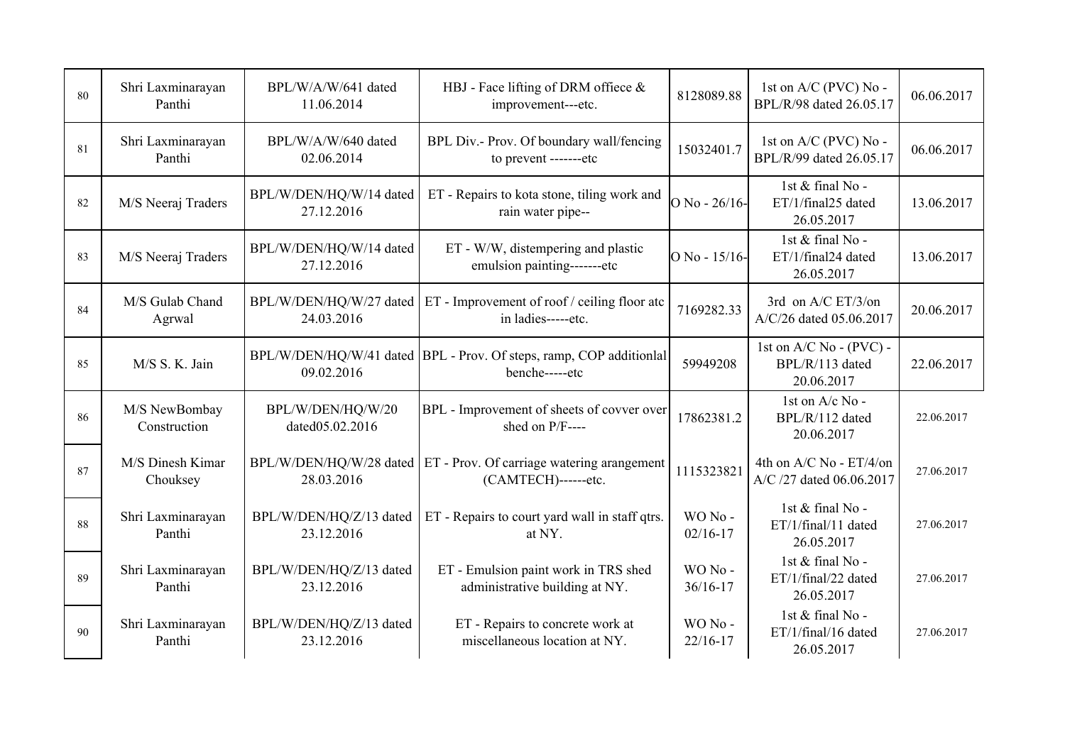| | | | | | | |
|---|---|---|---|---|---|---|
| 80 | Shri Laxminarayan Panthi | BPL/W/A/W/641 dated 11.06.2014 | HBJ - Face lifting of DRM offiece & improvement---etc. | 8128089.88 | 1st on A/C (PVC) No - BPL/R/98 dated 26.05.17 | 06.06.2017 |
| 81 | Shri Laxminarayan Panthi | BPL/W/A/W/640 dated 02.06.2014 | BPL Div.- Prov. Of boundary wall/fencing to prevent -------etc | 15032401.7 | 1st on A/C (PVC) No - BPL/R/99 dated 26.05.17 | 06.06.2017 |
| 82 | M/S Neeraj Traders | BPL/W/DEN/HQ/W/14 dated 27.12.2016 | ET - Repairs to kota stone, tiling work and rain water pipe-- | O No - 26/16- | 1st & final No - ET/1/final25 dated 26.05.2017 | 13.06.2017 |
| 83 | M/S Neeraj Traders | BPL/W/DEN/HQ/W/14 dated 27.12.2016 | ET - W/W, distempering and plastic emulsion painting-------etc | O No - 15/16- | 1st & final No - ET/1/final24 dated 26.05.2017 | 13.06.2017 |
| 84 | M/S Gulab Chand Agrwal | BPL/W/DEN/HQ/W/27 dated 24.03.2016 | ET - Improvement of roof / ceiling floor atc in ladies-----etc. | 7169282.33 | 3rd on A/C ET/3/on A/C/26 dated 05.06.2017 | 20.06.2017 |
| 85 | M/S S. K. Jain | BPL/W/DEN/HQ/W/41 dated 09.02.2016 | BPL - Prov. Of steps, ramp, COP additionlal benche-----etc | 59949208 | 1st on A/C No - (PVC) - BPL/R/113 dated 20.06.2017 | 22.06.2017 |
| 86 | M/S NewBombay Construction | BPL/W/DEN/HQ/W/20 dated05.02.2016 | BPL - Improvement of sheets of covver over shed on P/F---- | 17862381.2 | 1st on A/c No - BPL/R/112 dated 20.06.2017 | 22.06.2017 |
| 87 | M/S Dinesh Kimar Chouksey | BPL/W/DEN/HQ/W/28 dated 28.03.2016 | ET - Prov. Of carriage watering arangement (CAMTECH)------etc. | 1115323821 | 4th on A/C No - ET/4/on A/C /27 dated 06.06.2017 | 27.06.2017 |
| 88 | Shri Laxminarayan Panthi | BPL/W/DEN/HQ/Z/13 dated 23.12.2016 | ET - Repairs to court yard wall in staff qtrs. at NY. | WO No - 02/16-17 | 1st & final No - ET/1/final/11 dated 26.05.2017 | 27.06.2017 |
| 89 | Shri Laxminarayan Panthi | BPL/W/DEN/HQ/Z/13 dated 23.12.2016 | ET - Emulsion paint work in TRS shed administrative building at NY. | WO No - 36/16-17 | 1st & final No - ET/1/final/22 dated 26.05.2017 | 27.06.2017 |
| 90 | Shri Laxminarayan Panthi | BPL/W/DEN/HQ/Z/13 dated 23.12.2016 | ET - Repairs to concrete work at miscellaneous location at NY. | WO No - 22/16-17 | 1st & final No - ET/1/final/16 dated 26.05.2017 | 27.06.2017 |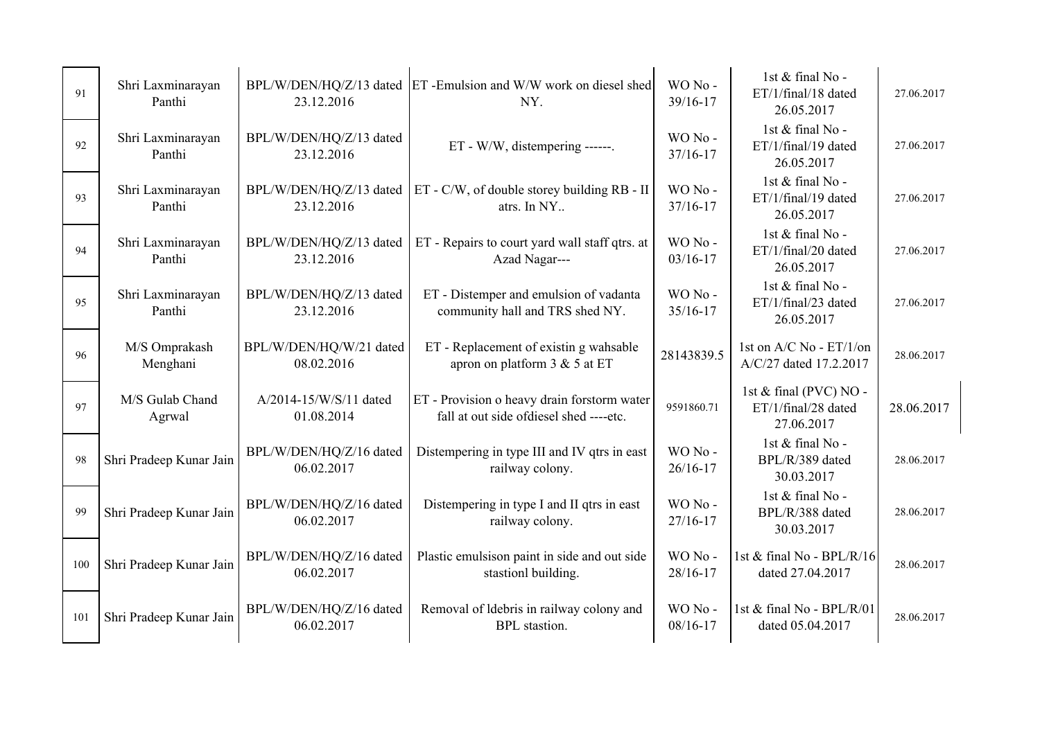| 91 | Shri Laxminarayan Panthi | BPL/W/DEN/HQ/Z/13 dated 23.12.2016 | ET -Emulsion and W/W work on diesel shed NY. | WO No - 39/16-17 | 1st & final No - ET/1/final/18 dated 26.05.2017 | 27.06.2017 |
|---|---|---|---|---|---|---|
| 92 | Shri Laxminarayan Panthi | BPL/W/DEN/HQ/Z/13 dated 23.12.2016 | ET - W/W, distempering ------. | WO No - 37/16-17 | 1st & final No - ET/1/final/19 dated 26.05.2017 | 27.06.2017 |
| 93 | Shri Laxminarayan Panthi | BPL/W/DEN/HQ/Z/13 dated 23.12.2016 | ET - C/W, of double storey building RB - II atrs. In NY.. | WO No - 37/16-17 | 1st & final No - ET/1/final/19 dated 26.05.2017 | 27.06.2017 |
| 94 | Shri Laxminarayan Panthi | BPL/W/DEN/HQ/Z/13 dated 23.12.2016 | ET - Repairs to court yard wall staff qtrs. at Azad Nagar--- | WO No - 03/16-17 | 1st & final No - ET/1/final/20 dated 26.05.2017 | 27.06.2017 |
| 95 | Shri Laxminarayan Panthi | BPL/W/DEN/HQ/Z/13 dated 23.12.2016 | ET - Distemper and emulsion of vadanta community hall and TRS shed NY. | WO No - 35/16-17 | 1st & final No - ET/1/final/23 dated 26.05.2017 | 27.06.2017 |
| 96 | M/S Omprakash Menghani | BPL/W/DEN/HQ/W/21 dated 08.02.2016 | ET - Replacement of existin g wahsable apron on platform 3 & 5 at ET | 28143839.5 | 1st on A/C No - ET/1/on A/C/27 dated 17.2.2017 | 28.06.2017 |
| 97 | M/S Gulab Chand Agrwal | A/2014-15/W/S/11 dated 01.08.2014 | ET - Provision o heavy drain forstorm water fall at out side ofdiesel shed ----etc. | 9591860.71 | 1st & final (PVC) NO - ET/1/final/28 dated 27.06.2017 | 28.06.2017 |
| 98 | Shri Pradeep Kunar Jain | BPL/W/DEN/HQ/Z/16 dated 06.02.2017 | Distempering in type III and IV qtrs in east railway colony. | WO No - 26/16-17 | 1st & final No - BPL/R/389 dated 30.03.2017 | 28.06.2017 |
| 99 | Shri Pradeep Kunar Jain | BPL/W/DEN/HQ/Z/16 dated 06.02.2017 | Distempering in type I and II qtrs in east railway colony. | WO No - 27/16-17 | 1st & final No - BPL/R/388 dated 30.03.2017 | 28.06.2017 |
| 100 | Shri Pradeep Kunar Jain | BPL/W/DEN/HQ/Z/16 dated 06.02.2017 | Plastic emulsison paint in side and out side stastionl building. | WO No - 28/16-17 | 1st & final No - BPL/R/16 dated 27.04.2017 | 28.06.2017 |
| 101 | Shri Pradeep Kunar Jain | BPL/W/DEN/HQ/Z/16 dated 06.02.2017 | Removal of ldebris in railway colony and BPL stastion. | WO No - 08/16-17 | 1st & final No - BPL/R/01 dated 05.04.2017 | 28.06.2017 |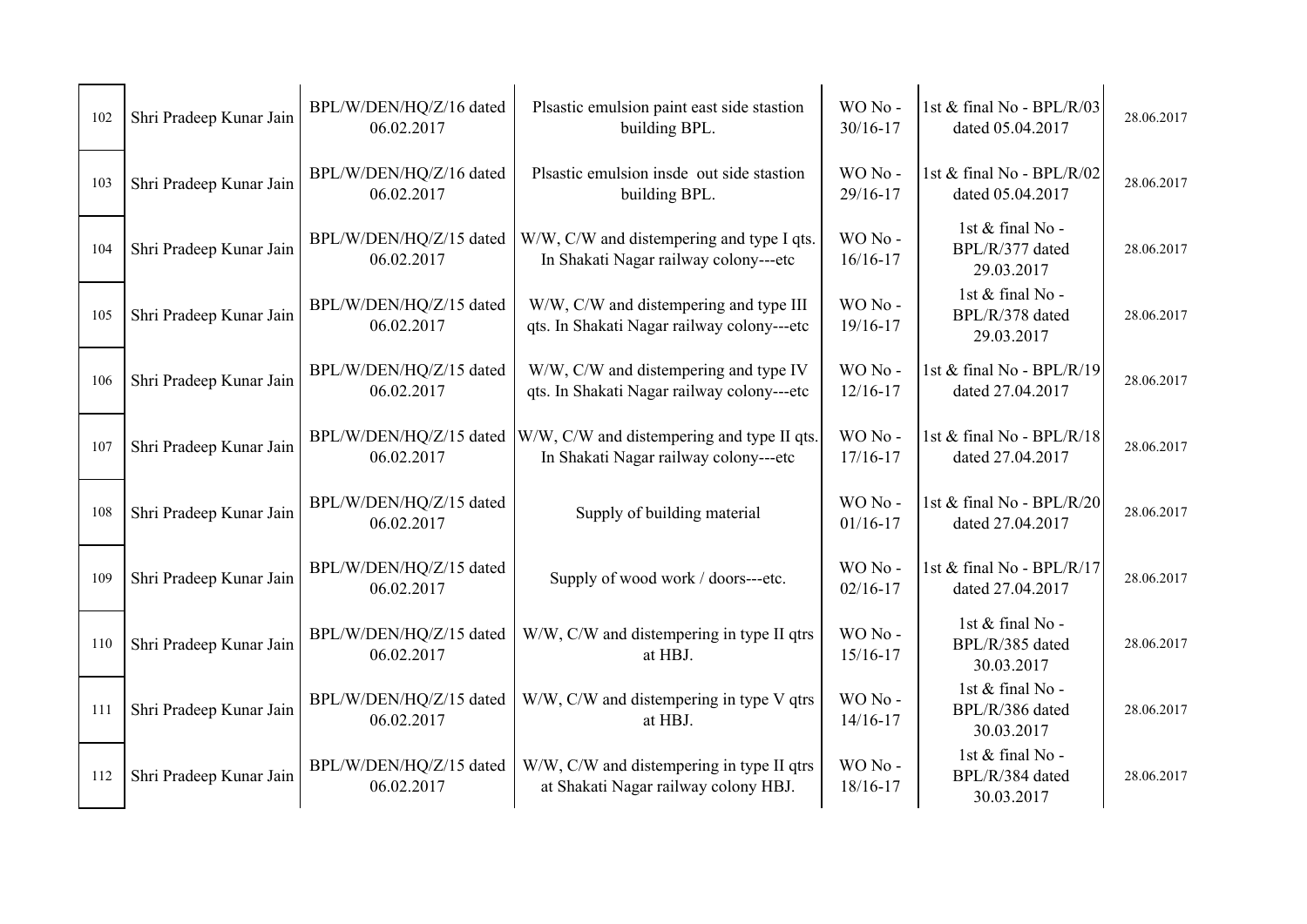| 102 | Shri Pradeep Kunar Jain | BPL/W/DEN/HQ/Z/16 dated 06.02.2017 | Plsastic emulsion paint east side stastion building BPL. | WO No - 30/16-17 | 1st & final No - BPL/R/03 dated 05.04.2017 | 28.06.2017 |
|---|---|---|---|---|---|---|
| 103 | Shri Pradeep Kunar Jain | BPL/W/DEN/HQ/Z/16 dated 06.02.2017 | Plsastic emulsion insde out side stastion building BPL. | WO No - 29/16-17 | 1st & final No - BPL/R/02 dated 05.04.2017 | 28.06.2017 |
| 104 | Shri Pradeep Kunar Jain | BPL/W/DEN/HQ/Z/15 dated 06.02.2017 | W/W, C/W and distempering and type I qts. In Shakati Nagar railway colony---etc | WO No - 16/16-17 | 1st & final No - BPL/R/377 dated 29.03.2017 | 28.06.2017 |
| 105 | Shri Pradeep Kunar Jain | BPL/W/DEN/HQ/Z/15 dated 06.02.2017 | W/W, C/W and distempering and type III qts. In Shakati Nagar railway colony---etc | WO No - 19/16-17 | 1st & final No - BPL/R/378 dated 29.03.2017 | 28.06.2017 |
| 106 | Shri Pradeep Kunar Jain | BPL/W/DEN/HQ/Z/15 dated 06.02.2017 | W/W, C/W and distempering and type IV qts. In Shakati Nagar railway colony---etc | WO No - 12/16-17 | 1st & final No - BPL/R/19 dated 27.04.2017 | 28.06.2017 |
| 107 | Shri Pradeep Kunar Jain | BPL/W/DEN/HQ/Z/15 dated 06.02.2017 | W/W, C/W and distempering and type II qts. In Shakati Nagar railway colony---etc | WO No - 17/16-17 | 1st & final No - BPL/R/18 dated 27.04.2017 | 28.06.2017 |
| 108 | Shri Pradeep Kunar Jain | BPL/W/DEN/HQ/Z/15 dated 06.02.2017 | Supply of building material | WO No - 01/16-17 | 1st & final No - BPL/R/20 dated 27.04.2017 | 28.06.2017 |
| 109 | Shri Pradeep Kunar Jain | BPL/W/DEN/HQ/Z/15 dated 06.02.2017 | Supply of wood work / doors---etc. | WO No - 02/16-17 | 1st & final No - BPL/R/17 dated 27.04.2017 | 28.06.2017 |
| 110 | Shri Pradeep Kunar Jain | BPL/W/DEN/HQ/Z/15 dated 06.02.2017 | W/W, C/W and distempering in type II qtrs at HBJ. | WO No - 15/16-17 | 1st & final No - BPL/R/385 dated 30.03.2017 | 28.06.2017 |
| 111 | Shri Pradeep Kunar Jain | BPL/W/DEN/HQ/Z/15 dated 06.02.2017 | W/W, C/W and distempering in type V qtrs at HBJ. | WO No - 14/16-17 | 1st & final No - BPL/R/386 dated 30.03.2017 | 28.06.2017 |
| 112 | Shri Pradeep Kunar Jain | BPL/W/DEN/HQ/Z/15 dated 06.02.2017 | W/W, C/W and distempering in type II qtrs at Shakati Nagar railway colony HBJ. | WO No - 18/16-17 | 1st & final No - BPL/R/384 dated 30.03.2017 | 28.06.2017 |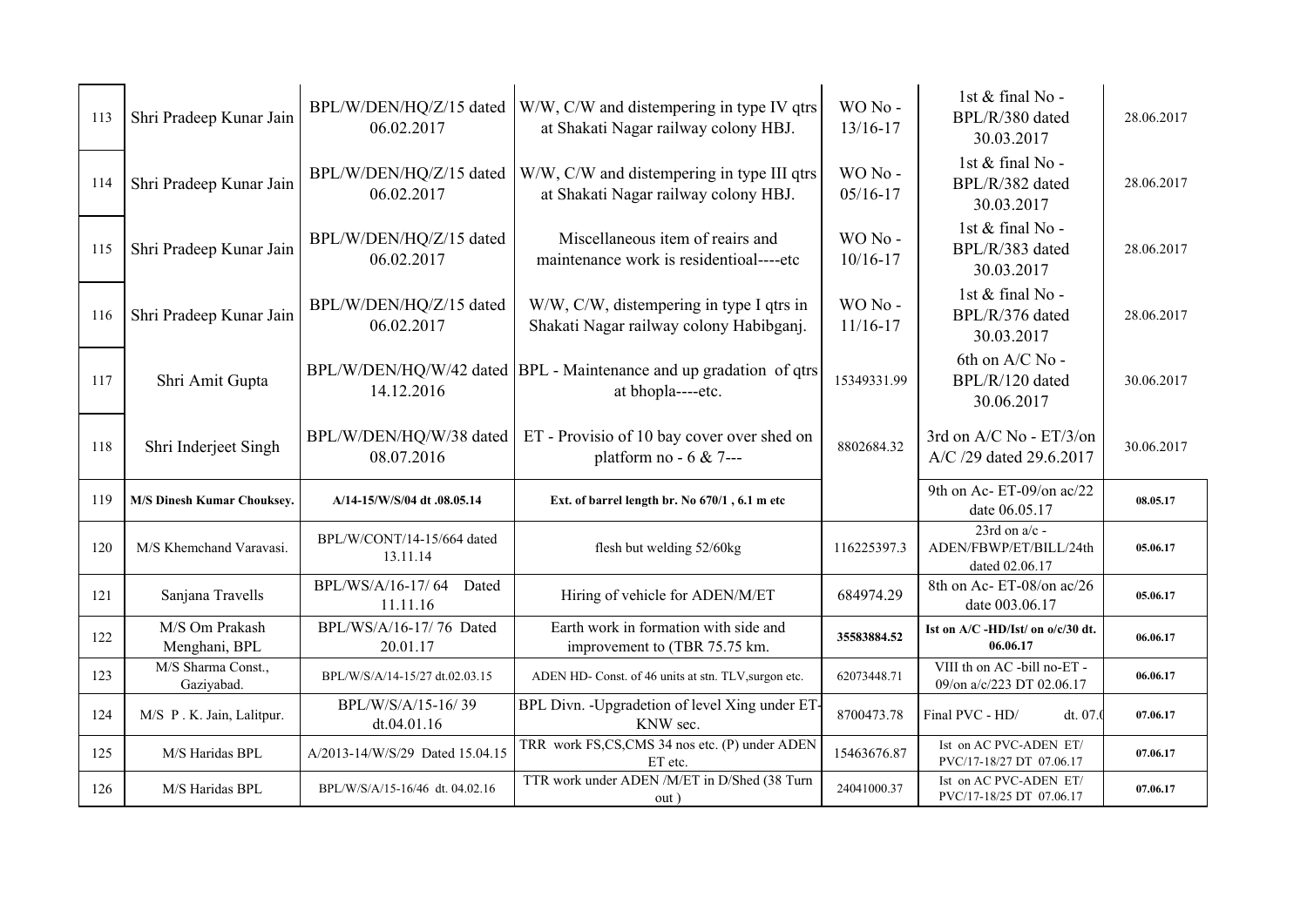| | | | | | | |
|---|---|---|---|---|---|---|
| 113 | Shri Pradeep Kunar Jain | BPL/W/DEN/HQ/Z/15 dated 06.02.2017 | W/W, C/W and distempering in type IV qtrs at Shakati Nagar railway colony HBJ. | WO No - 13/16-17 | 1st & final No - BPL/R/380 dated 30.03.2017 | 28.06.2017 |
| 114 | Shri Pradeep Kunar Jain | BPL/W/DEN/HQ/Z/15 dated 06.02.2017 | W/W, C/W and distempering in type III qtrs at Shakati Nagar railway colony HBJ. | WO No - 05/16-17 | 1st & final No - BPL/R/382 dated 30.03.2017 | 28.06.2017 |
| 115 | Shri Pradeep Kunar Jain | BPL/W/DEN/HQ/Z/15 dated 06.02.2017 | Miscellaneous item of reairs and maintenance work is residentioal----etc | WO No - 10/16-17 | 1st & final No - BPL/R/383 dated 30.03.2017 | 28.06.2017 |
| 116 | Shri Pradeep Kunar Jain | BPL/W/DEN/HQ/Z/15 dated 06.02.2017 | W/W, C/W, distempering in type I qtrs in Shakati Nagar railway colony Habibganj. | WO No - 11/16-17 | 1st & final No - BPL/R/376 dated 30.03.2017 | 28.06.2017 |
| 117 | Shri Amit Gupta | BPL/W/DEN/HQ/W/42 dated 14.12.2016 | BPL - Maintenance and up gradation of qtrs at bhopla----etc. | 15349331.99 | 6th on A/C No - BPL/R/120 dated 30.06.2017 | 30.06.2017 |
| 118 | Shri Inderjeet Singh | BPL/W/DEN/HQ/W/38 dated 08.07.2016 | ET - Provisio of 10 bay cover over shed on platform no - 6 & 7--- | 8802684.32 | 3rd on A/C No - ET/3/on A/C /29 dated 29.6.2017 | 30.06.2017 |
| 119 | **M/S Dinesh Kumar Chouksey.** | **A/14-15/W/S/04 dt .08.05.14** | **Ext. of barrel length br. No 670/1 , 6.1 m etc** | | 9th on Ac- ET-09/on ac/22 date 06.05.17 | **08.05.17** |
| 120 | M/S Khemchand Varavasi. | BPL/W/CONT/14-15/664 dated 13.11.14 | flesh but welding 52/60kg | 116225397.3 | 23rd on a/c - ADEN/FBWP/ET/BILL/24th dated 02.06.17 | **05.06.17** |
| 121 | Sanjana Travells | BPL/WS/A/16-17/ 64 Dated 11.11.16 | Hiring of vehicle for ADEN/M/ET | 684974.29 | 8th on Ac- ET-08/on ac/26 date 003.06.17 | **05.06.17** |
| 122 | M/S Om Prakash Menghani, BPL | BPL/WS/A/16-17/ 76 Dated 20.01.17 | Earth work in formation with side and improvement to (TBR 75.75 km. | **35583884.52** | **Ist on A/C -HD/Ist/ on o/c/30 dt. 06.06.17** | **06.06.17** |
| 123 | M/S Sharma Const., Gaziyabad. | BPL/W/S/A/14-15/27 dt.02.03.15 | ADEN HD- Const. of 46 units at stn. TLV,surgon etc. | 62073448.71 | VIII th on AC -bill no-ET - 09/on a/c/223 DT 02.06.17 | **06.06.17** |
| 124 | M/S P . K. Jain, Lalitpur. | BPL/W/S/A/15-16/ 39 dt.04.01.16 | BPL Divn. -Upgradetion of level Xing under ET-KNW sec. | 8700473.78 | Final PVC - HD/ dt. 07.0 | **07.06.17** |
| 125 | M/S Haridas BPL | A/2013-14/W/S/29 Dated 15.04.15 | TRR work FS,CS,CMS 34 nos etc. (P) under ADEN ET etc. | 15463676.87 | Ist on AC PVC-ADEN ET/ PVC/17-18/27 DT 07.06.17 | **07.06.17** |
| 126 | M/S Haridas BPL | BPL/W/S/A/15-16/46 dt. 04.02.16 | TTR work under ADEN /M/ET in D/Shed (38 Turn out ) | 24041000.37 | Ist on AC PVC-ADEN ET/ PVC/17-18/25 DT 07.06.17 | **07.06.17** |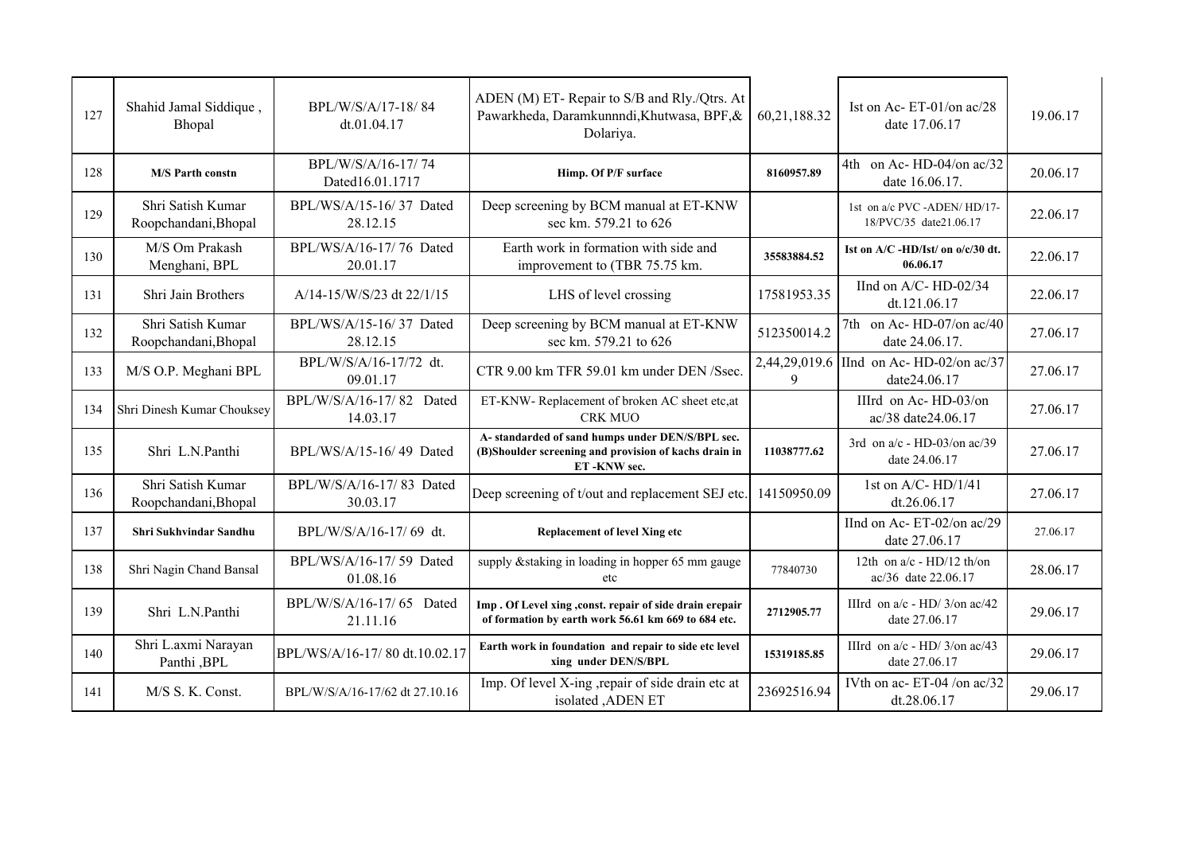| 127 | Shahid Jamal Siddique , Bhopal | BPL/W/S/A/17-18/ 84 dt.01.04.17 | ADEN (M) ET- Repair to S/B and Rly./Qtrs. At Pawarkheda, Daramkunnndi,Khutwasa, BPF,& Dolariya. | 60,21,188.32 | Ist on Ac- ET-01/on ac/28 date 17.06.17 | 19.06.17 |
|---|---|---|---|---|---|---|
| 128 | **M/S Parth constn** | BPL/W/S/A/16-17/ 74 Dated16.01.1717 | **Himp. Of P/F surface** | **8160957.89** | 4th on Ac- HD-04/on ac/32 date 16.06.17. | 20.06.17 |
| 129 | Shri Satish Kumar Roopchandani,Bhopal | BPL/WS/A/15-16/ 37 Dated 28.12.15 | Deep screening by BCM manual at ET-KNW sec km. 579.21 to 626 | | 1st on a/c PVC -ADEN/ HD/17-18/PVC/35 date21.06.17 | 22.06.17 |
| 130 | M/S Om Prakash Menghani, BPL | BPL/WS/A/16-17/ 76 Dated 20.01.17 | Earth work in formation with side and improvement to (TBR 75.75 km. | **35583884.52** | **Ist on A/C -HD/Ist/ on o/c/30 dt. 06.06.17** | 22.06.17 |
| 131 | Shri Jain Brothers | A/14-15/W/S/23 dt 22/1/15 | LHS of level crossing | 17581953.35 | IInd on A/C- HD-02/34 dt.121.06.17 | 22.06.17 |
| 132 | Shri Satish Kumar Roopchandani,Bhopal | BPL/WS/A/15-16/ 37 Dated 28.12.15 | Deep screening by BCM manual at ET-KNW sec km. 579.21 to 626 | 512350014.2 | 7th on Ac- HD-07/on ac/40 date 24.06.17. | 27.06.17 |
| 133 | M/S O.P. Meghani BPL | BPL/W/S/A/16-17/72 dt. 09.01.17 | CTR 9.00 km TFR 59.01 km under DEN /Ssec. | 2,44,29,019.6 9 | IInd on Ac- HD-02/on ac/37 date24.06.17 | 27.06.17 |
| 134 | Shri Dinesh Kumar Chouksey | BPL/W/S/A/16-17/ 82 Dated 14.03.17 | ET-KNW- Replacement of broken AC sheet etc,at CRK MUO | | IIIrd on Ac- HD-03/on ac/38 date24.06.17 | 27.06.17 |
| 135 | Shri L.N.Panthi | BPL/WS/A/15-16/ 49 Dated | **A- standarded of sand humps under DEN/S/BPL sec. (B)Shoulder screening and provision of kachs drain in ET -KNW sec.** | **11038777.62** | 3rd on a/c - HD-03/on ac/39 date 24.06.17 | 27.06.17 |
| 136 | Shri Satish Kumar Roopchandani,Bhopal | BPL/W/S/A/16-17/ 83 Dated 30.03.17 | Deep screening of t/out and replacement SEJ etc. | 14150950.09 | 1st on A/C- HD/1/41 dt.26.06.17 | 27.06.17 |
| 137 | **Shri Sukhvindar Sandhu** | BPL/W/S/A/16-17/ 69 dt. | **Replacement of level Xing etc** | | IInd on Ac- ET-02/on ac/29 date 27.06.17 | 27.06.17 |
| 138 | Shri Nagin Chand Bansal | BPL/WS/A/16-17/ 59 Dated 01.08.16 | supply &staking in loading in hopper 65 mm gauge etc | 77840730 | 12th on a/c - HD/12 th/on ac/36 date 22.06.17 | 28.06.17 |
| 139 | Shri L.N.Panthi | BPL/W/S/A/16-17/ 65 Dated 21.11.16 | **Imp . Of Level xing ,const. repair of side drain erepair of formation by earth work 56.61 km 669 to 684 etc.** | **2712905.77** | IIIrd on a/c - HD/ 3/on ac/42 date 27.06.17 | 29.06.17 |
| 140 | Shri L.axmi Narayan Panthi ,BPL | BPL/WS/A/16-17/ 80 dt.10.02.17 | **Earth work in foundation and repair to side etc level xing under DEN/S/BPL** | **15319185.85** | IIIrd on a/c - HD/ 3/on ac/43 date 27.06.17 | 29.06.17 |
| 141 | M/S S. K. Const. | BPL/W/S/A/16-17/62 dt 27.10.16 | Imp. Of level X-ing ,repair of side drain etc at isolated ,ADEN ET | 23692516.94 | IVth on ac- ET-04 /on ac/32 dt.28.06.17 | 29.06.17 |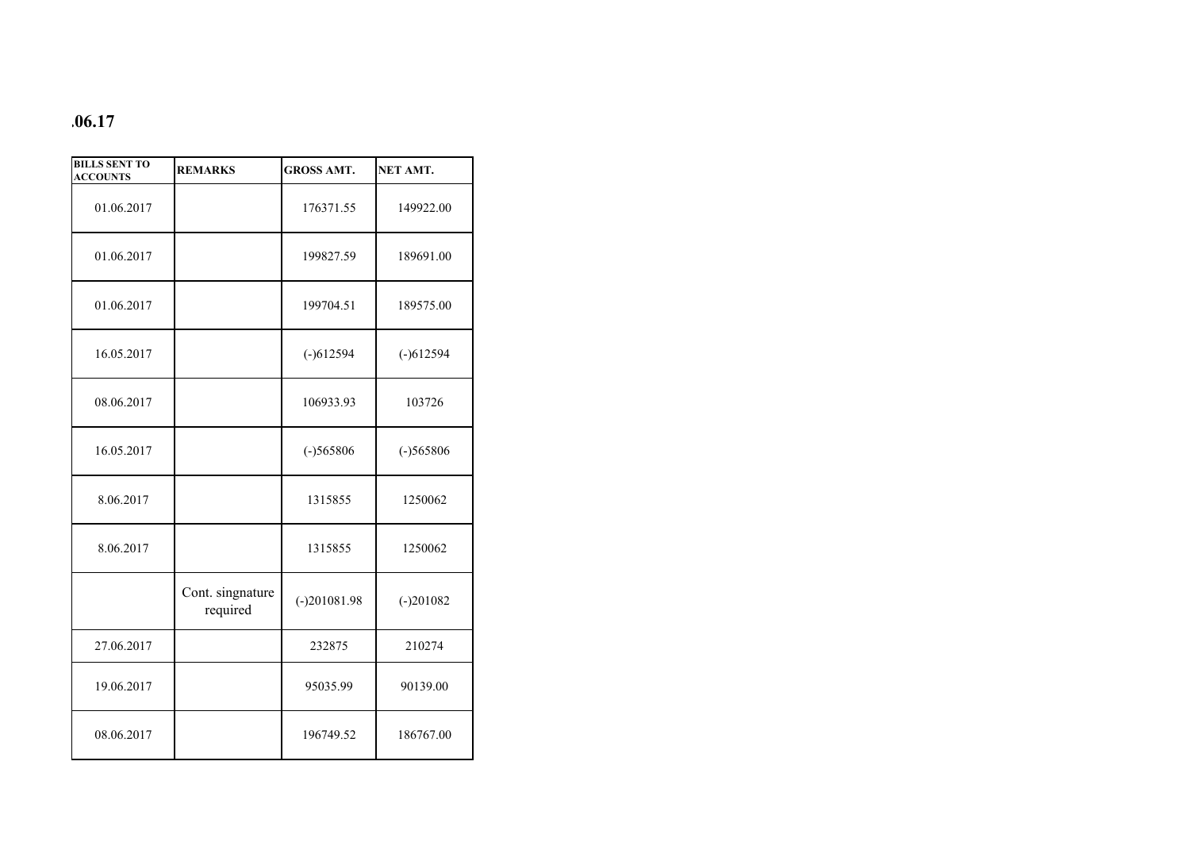**.06.17**

| BILLS SENT TO ACCOUNTS | REMARKS | GROSS AMT. | NET AMT. |
|---|---|---|---|
| 01.06.2017 | | 176371.55 | 149922.00 |
| 01.06.2017 | | 199827.59 | 189691.00 |
| 01.06.2017 | | 199704.51 | 189575.00 |
| 16.05.2017 | | (-)612594 | (-)612594 |
| 08.06.2017 | | 106933.93 | 103726 |
| 16.05.2017 | | (-)565806 | (-)565806 |
| 8.06.2017 | | 1315855 | 1250062 |
| 8.06.2017 | | 1315855 | 1250062 |
| | Cont. singnature required | (-)201081.98 | (-)201082 |
| 27.06.2017 | | 232875 | 210274 |
| 19.06.2017 | | 95035.99 | 90139.00 |
| 08.06.2017 | | 196749.52 | 186767.00 |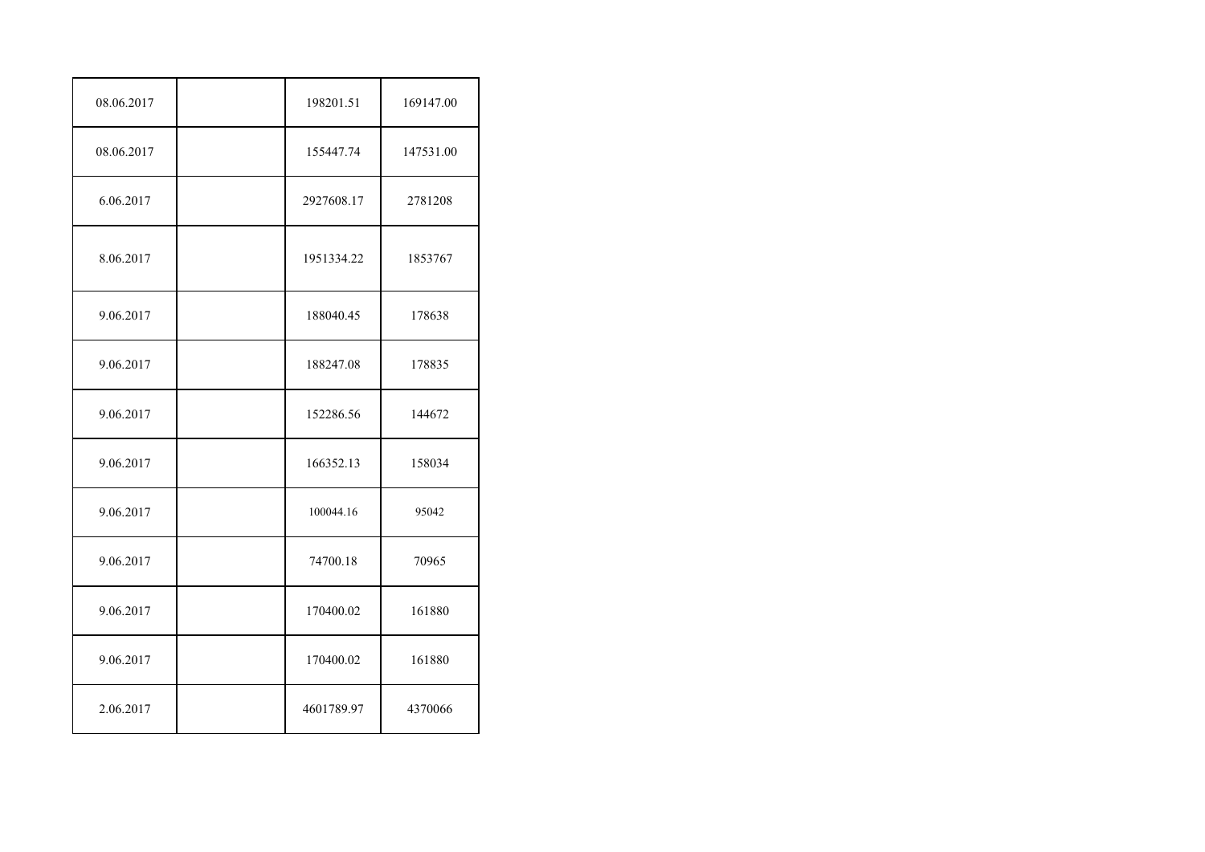| | | | |
|---|---|---|---|
| 08.06.2017 | | 198201.51 | 169147.00 |
| 08.06.2017 | | 155447.74 | 147531.00 |
| 6.06.2017 | | 2927608.17 | 2781208 |
| 8.06.2017 | | 1951334.22 | 1853767 |
| 9.06.2017 | | 188040.45 | 178638 |
| 9.06.2017 | | 188247.08 | 178835 |
| 9.06.2017 | | 152286.56 | 144672 |
| 9.06.2017 | | 166352.13 | 158034 |
| 9.06.2017 | | 100044.16 | 95042 |
| 9.06.2017 | | 74700.18 | 70965 |
| 9.06.2017 | | 170400.02 | 161880 |
| 9.06.2017 | | 170400.02 | 161880 |
| 2.06.2017 | | 4601789.97 | 4370066 |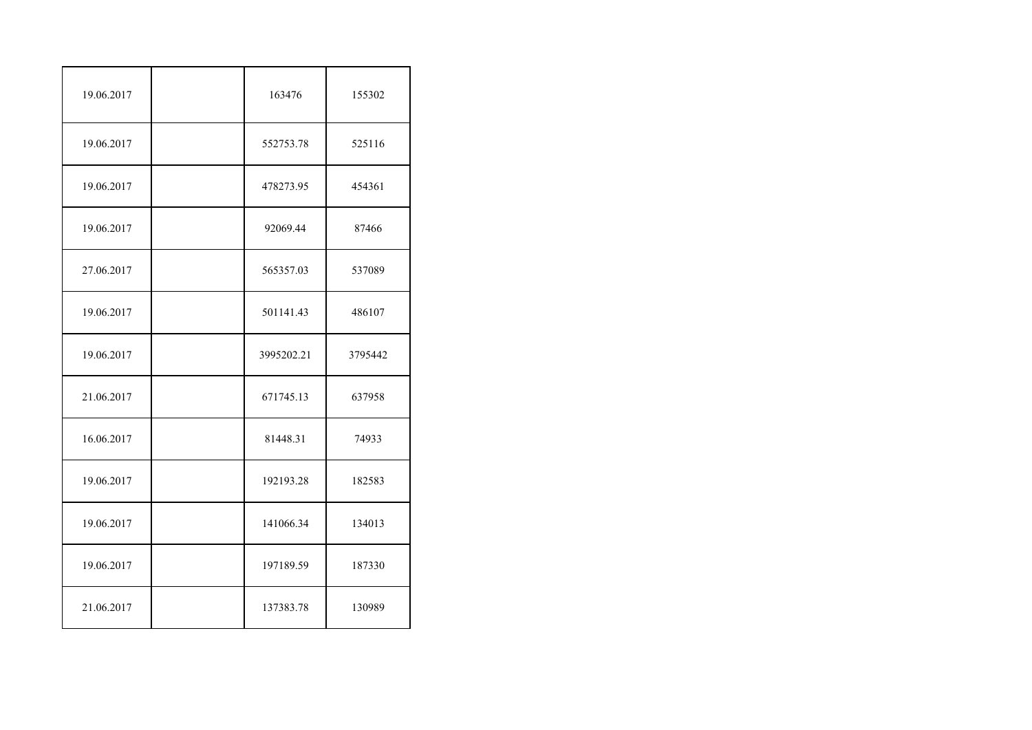| | | | |
|---|---|---|---|
| 19.06.2017 | | 163476 | 155302 |
| 19.06.2017 | | 552753.78 | 525116 |
| 19.06.2017 | | 478273.95 | 454361 |
| 19.06.2017 | | 92069.44 | 87466 |
| 27.06.2017 | | 565357.03 | 537089 |
| 19.06.2017 | | 501141.43 | 486107 |
| 19.06.2017 | | 3995202.21 | 3795442 |
| 21.06.2017 | | 671745.13 | 637958 |
| 16.06.2017 | | 81448.31 | 74933 |
| 19.06.2017 | | 192193.28 | 182583 |
| 19.06.2017 | | 141066.34 | 134013 |
| 19.06.2017 | | 197189.59 | 187330 |
| 21.06.2017 | | 137383.78 | 130989 |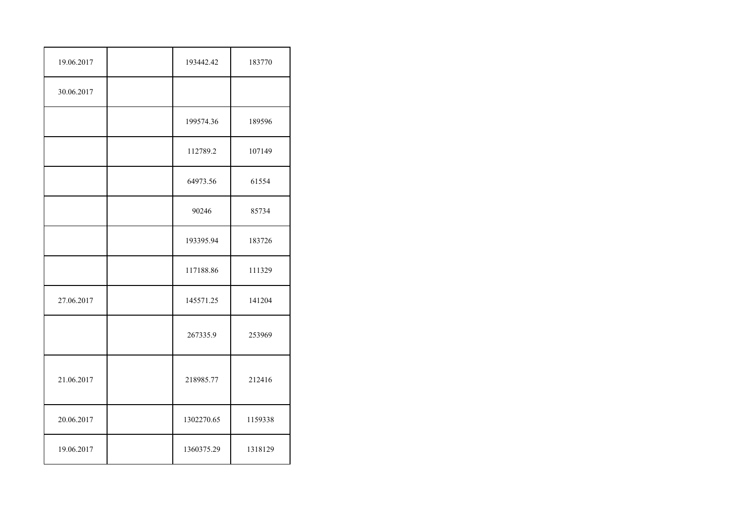| | | | |
|---|---|---|---|
| 19.06.2017 | | 193442.42 | 183770 |
| 30.06.2017 | | | |
| | | 199574.36 | 189596 |
| | | 112789.2 | 107149 |
| | | 64973.56 | 61554 |
| | | 90246 | 85734 |
| | | 193395.94 | 183726 |
| | | 117188.86 | 111329 |
| 27.06.2017 | | 145571.25 | 141204 |
| | | 267335.9 | 253969 |
| 21.06.2017 | | 218985.77 | 212416 |
| 20.06.2017 | | 1302270.65 | 1159338 |
| 19.06.2017 | | 1360375.29 | 1318129 |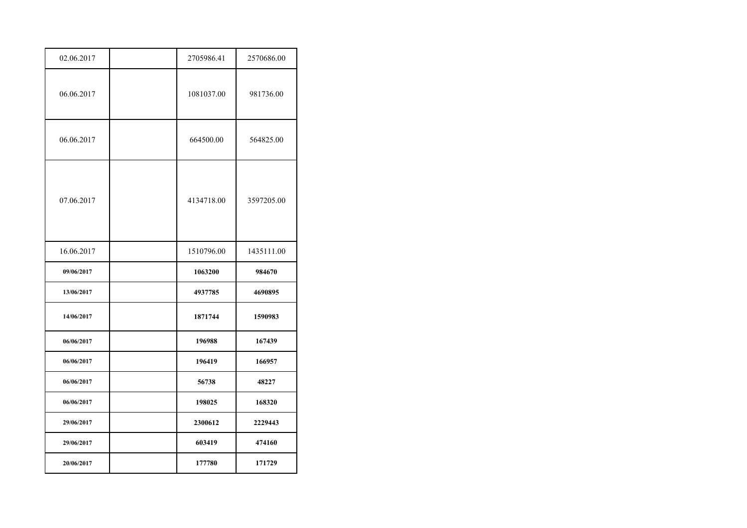| | | | |
|---|---|---|---|
| 02.06.2017 | | 2705986.41 | 2570686.00 |
| 06.06.2017 | | 1081037.00 | 981736.00 |
| 06.06.2017 | | 664500.00 | 564825.00 |
| 07.06.2017 | | 4134718.00 | 3597205.00 |
| 16.06.2017 | | 1510796.00 | 1435111.00 |
| **09/06/2017** | | **1063200** | **984670** |
| **13/06/2017** | | **4937785** | **4690895** |
| **14/06/2017** | | **1871744** | **1590983** |
| **06/06/2017** | | **196988** | **167439** |
| **06/06/2017** | | **196419** | **166957** |
| **06/06/2017** | | **56738** | **48227** |
| **06/06/2017** | | **198025** | **168320** |
| **29/06/2017** | | **2300612** | **2229443** |
| **29/06/2017** | | **603419** | **474160** |
| **20/06/2017** | | **177780** | **171729** |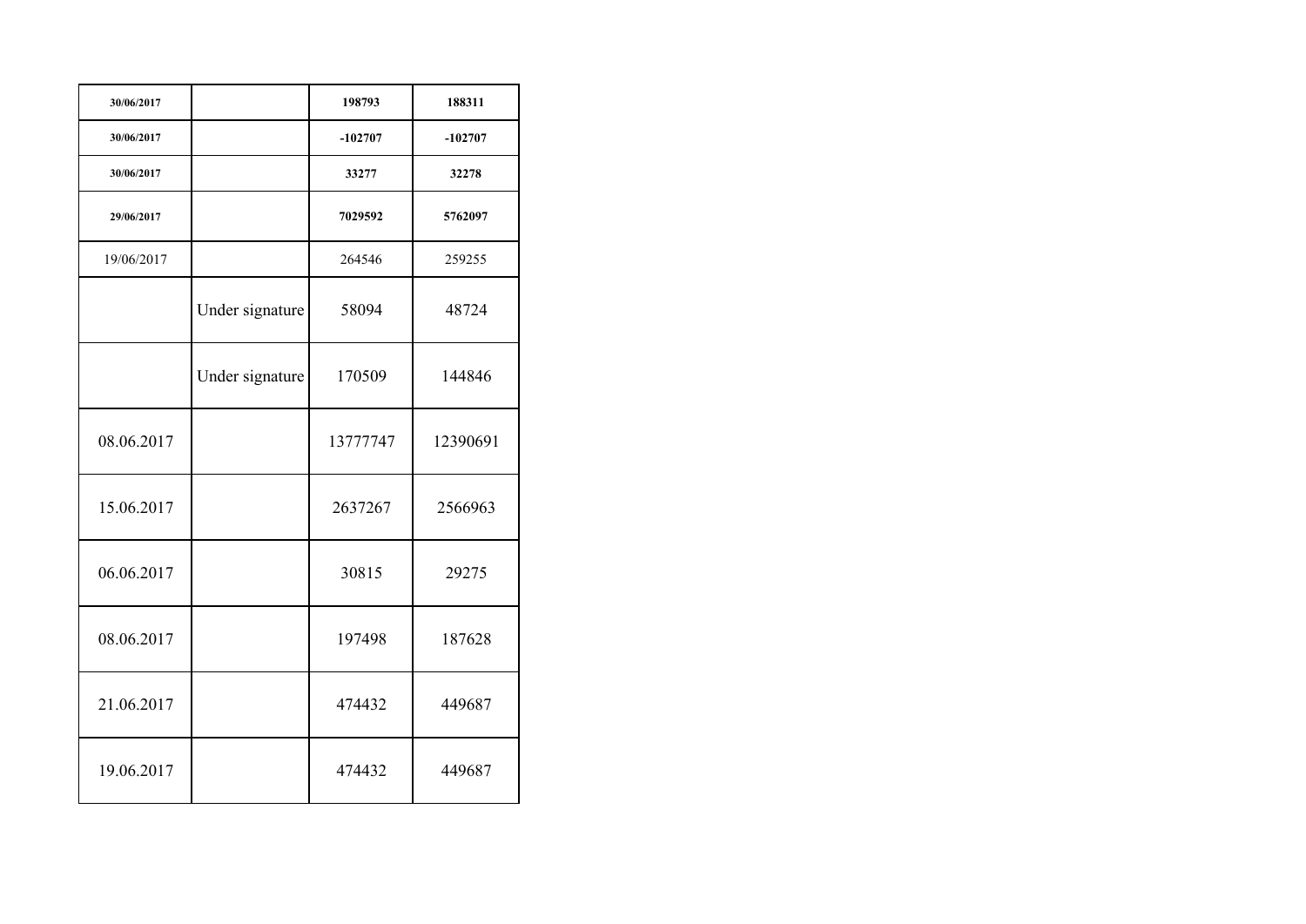| | | | |
|---|---|---|---|
| **30/06/2017** | | **198793** | **188311** |
| **30/06/2017** | | **-102707** | **-102707** |
| **30/06/2017** | | **33277** | **32278** |
| **29/06/2017** | | **7029592** | **5762097** |
| 19/06/2017 | | 264546 | 259255 |
| | Under signature | 58094 | 48724 |
| | Under signature | 170509 | 144846 |
| 08.06.2017 | | 13777747 | 12390691 |
| 15.06.2017 | | 2637267 | 2566963 |
| 06.06.2017 | | 30815 | 29275 |
| 08.06.2017 | | 197498 | 187628 |
| 21.06.2017 | | 474432 | 449687 |
| 19.06.2017 | | 474432 | 449687 |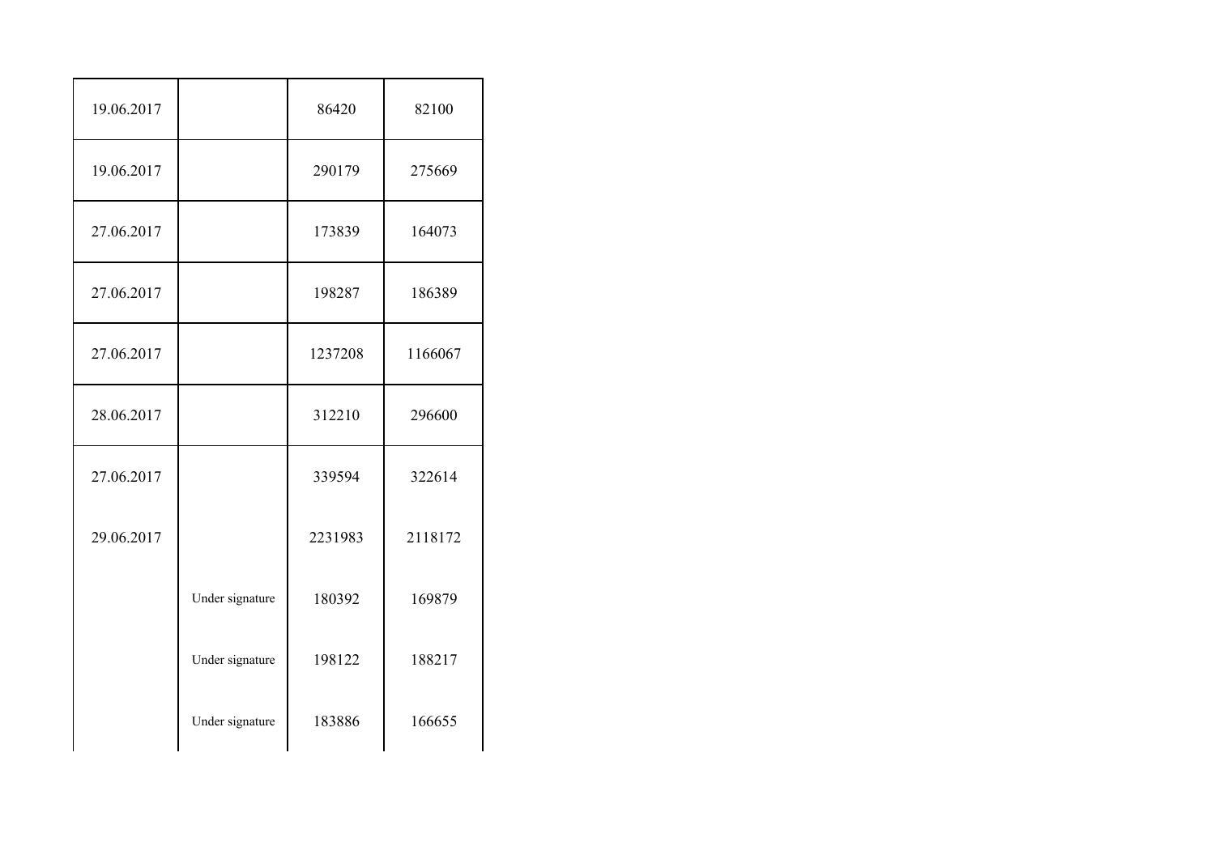| | | | |
|---|---|---|---|
| 19.06.2017 | | 86420 | 82100 |
| 19.06.2017 | | 290179 | 275669 |
| 27.06.2017 | | 173839 | 164073 |
| 27.06.2017 | | 198287 | 186389 |
| 27.06.2017 | | 1237208 | 1166067 |
| 28.06.2017 | | 312210 | 296600 |
| 27.06.2017 | | 339594 | 322614 |
| 29.06.2017 | | 2231983 | 2118172 |
| | Under signature | 180392 | 169879 |
| | Under signature | 198122 | 188217 |
| | Under signature | 183886 | 166655 |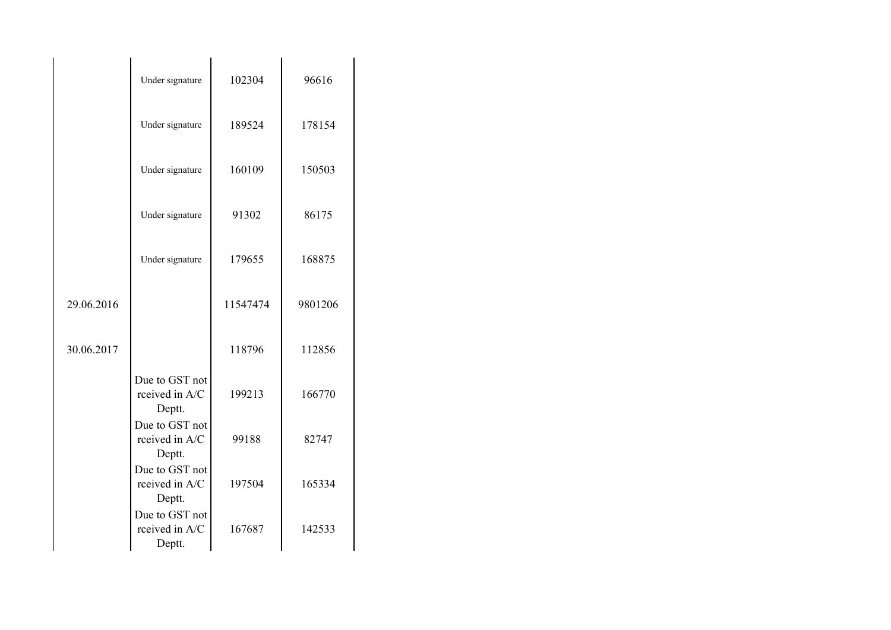| | | | |
|---|---|---|---|
| | Under signature | 102304 | 96616 |
| | Under signature | 189524 | 178154 |
| | Under signature | 160109 | 150503 |
| | Under signature | 91302 | 86175 |
| | Under signature | 179655 | 168875 |
| 29.06.2016 | | 11547474 | 9801206 |
| 30.06.2017 | | 118796 | 112856 |
| | Due to GST not rceived in A/C Deptt. | 199213 | 166770 |
| | Due to GST not rceived in A/C Deptt. | 99188 | 82747 |
| | Due to GST not rceived in A/C Deptt. | 197504 | 165334 |
| | Due to GST not rceived in A/C Deptt. | 167687 | 142533 |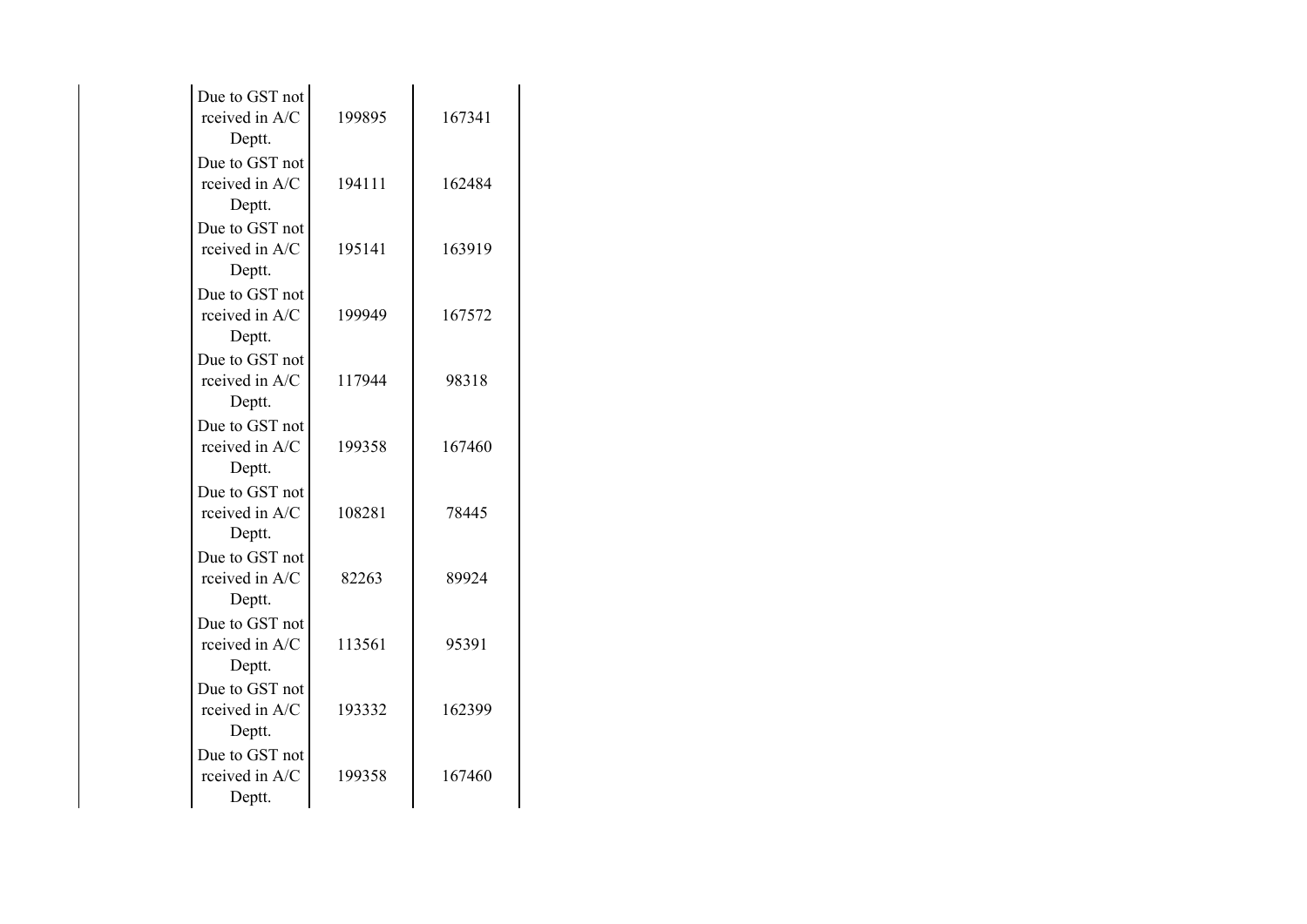| | Due to GST not rceived in A/C Deptt. | 199895 | 167341 |
|---|---|---|---|
| | Due to GST not rceived in A/C Deptt. | 194111 | 162484 |
| | Due to GST not rceived in A/C Deptt. | 195141 | 163919 |
| | Due to GST not rceived in A/C Deptt. | 199949 | 167572 |
| | Due to GST not rceived in A/C Deptt. | 117944 | 98318 |
| | Due to GST not rceived in A/C Deptt. | 199358 | 167460 |
| | Due to GST not rceived in A/C Deptt. | 108281 | 78445 |
| | Due to GST not rceived in A/C Deptt. | 82263 | 89924 |
| | Due to GST not rceived in A/C Deptt. | 113561 | 95391 |
| | Due to GST not rceived in A/C Deptt. | 193332 | 162399 |
| | Due to GST not rceived in A/C Deptt. | 199358 | 167460 |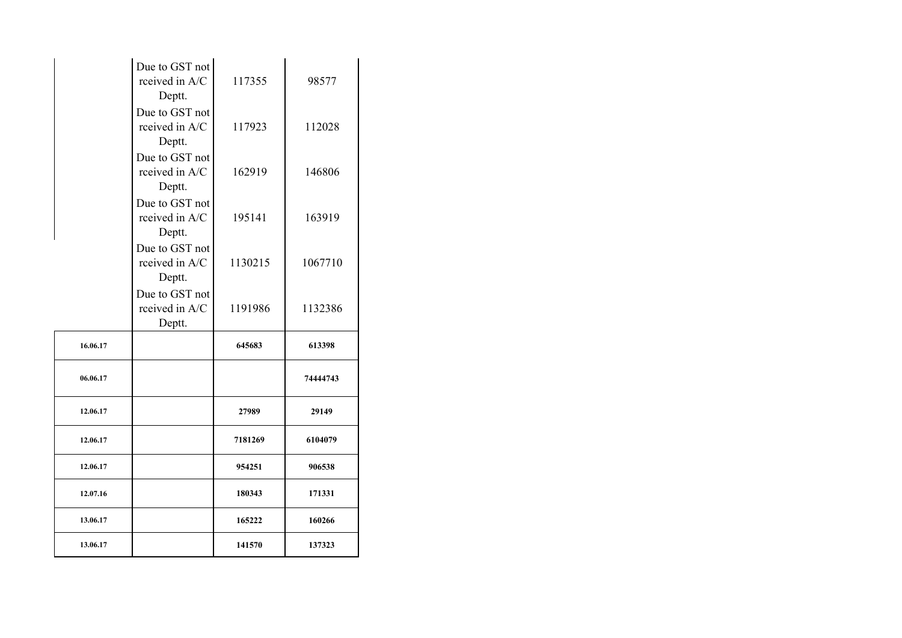| | | | |
|---|---|---|---|
| | Due to GST not rceived in A/C Deptt. | 117355 | 98577 |
| | Due to GST not rceived in A/C Deptt. | 117923 | 112028 |
| | Due to GST not rceived in A/C Deptt. | 162919 | 146806 |
| | Due to GST not rceived in A/C Deptt. | 195141 | 163919 |
| | Due to GST not rceived in A/C Deptt. | 1130215 | 1067710 |
| | Due to GST not rceived in A/C Deptt. | 1191986 | 1132386 |
| **16.06.17** | | **645683** | **613398** |
| **06.06.17** | | | **74444743** |
| **12.06.17** | | **27989** | **29149** |
| **12.06.17** | | **7181269** | **6104079** |
| **12.06.17** | | **954251** | **906538** |
| **12.07.16** | | **180343** | **171331** |
| **13.06.17** | | **165222** | **160266** |
| **13.06.17** | | **141570** | **137323** |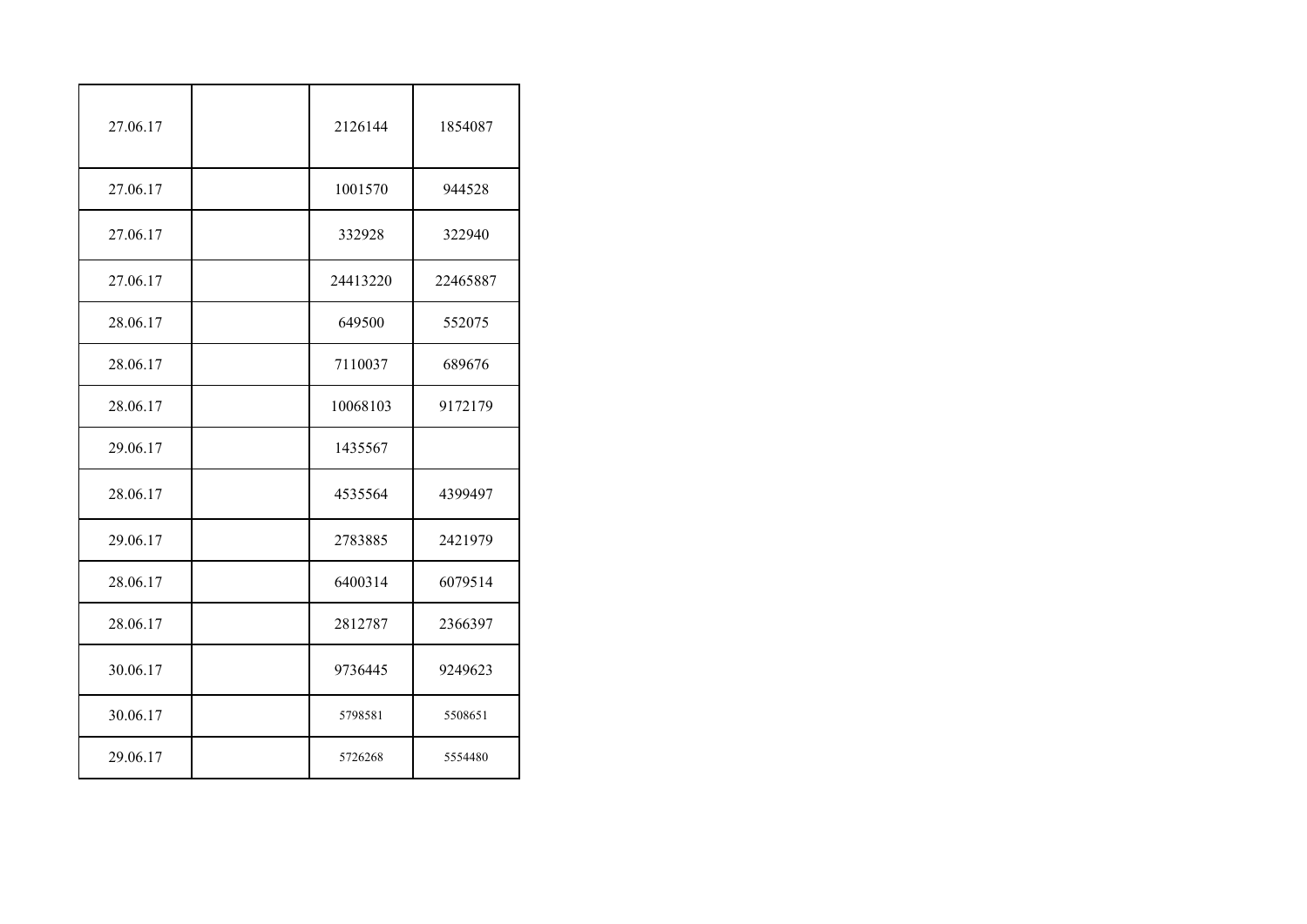| | | | |
|---|---|---|---|
| 27.06.17 | | 2126144 | 1854087 |
| 27.06.17 | | 1001570 | 944528 |
| 27.06.17 | | 332928 | 322940 |
| 27.06.17 | | 24413220 | 22465887 |
| 28.06.17 | | 649500 | 552075 |
| 28.06.17 | | 7110037 | 689676 |
| 28.06.17 | | 10068103 | 9172179 |
| 29.06.17 | | 1435567 | |
| 28.06.17 | | 4535564 | 4399497 |
| 29.06.17 | | 2783885 | 2421979 |
| 28.06.17 | | 6400314 | 6079514 |
| 28.06.17 | | 2812787 | 2366397 |
| 30.06.17 | | 9736445 | 9249623 |
| 30.06.17 | | 5798581 | 5508651 |
| 29.06.17 | | 5726268 | 5554480 |